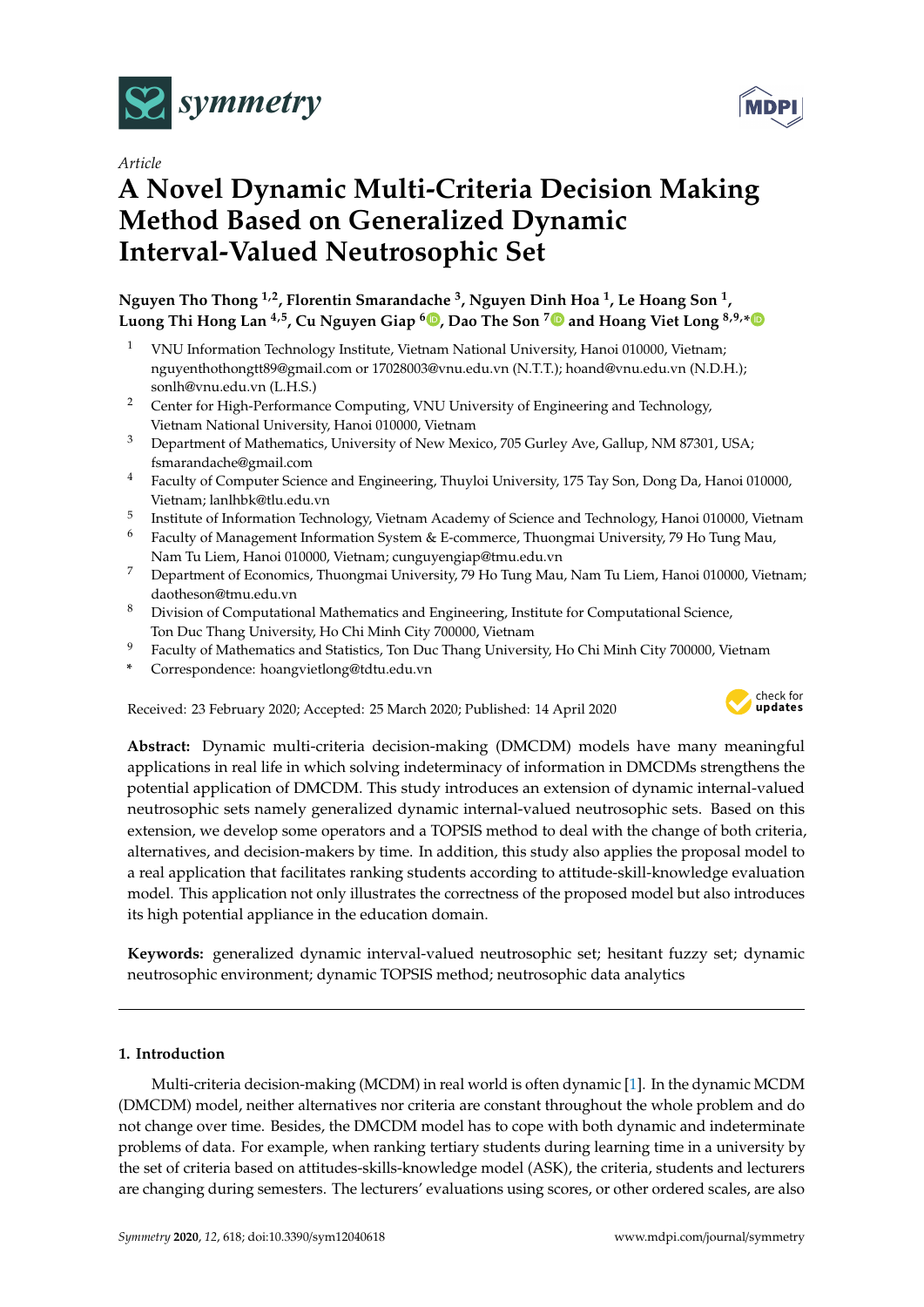*Article*

# A Novel Dynamic Multi-Criteria Decision Making Method Based on Generalized Dynamic Interval-Valued Neutrosophic Set

**Nguyen Tho Thong [1,2], Florentin Smarandache [3], Nguyen Dinh Hoa [1], Le Hoang Son [1], Luong Thi Hong Lan [4,5], Cu Nguyen Giap [6], Dao The Son [7] and Hoang Viet Long [8,9,*]**

1. VNU Information Technology Institute, Vietnam National University, Hanoi 010000, Vietnam; nguyenthothongtt89@gmail.com or 17028003@vnu.edu.vn (N.T.T.); hoand@vnu.edu.vn (N.D.H.); sonlh@vnu.edu.vn (L.H.S.)
2. Center for High-Performance Computing, VNU University of Engineering and Technology, Vietnam National University, Hanoi 010000, Vietnam
3. Department of Mathematics, University of New Mexico, 705 Gurley Ave, Gallup, NM 87301, USA; fsmarandache@gmail.com
4. Faculty of Computer Science and Engineering, Thuyloi University, 175 Tay Son, Dong Da, Hanoi 010000, Vietnam; lanlhbk@tlu.edu.vn
5. Institute of Information Technology, Vietnam Academy of Science and Technology, Hanoi 010000, Vietnam
6. Faculty of Management Information System & E-commerce, Thuongmai University, 79 Ho Tung Mau, Nam Tu Liem, Hanoi 010000, Vietnam; cunguyengiap@tmu.edu.vn
7. Department of Economics, Thuongmai University, 79 Ho Tung Mau, Nam Tu Liem, Hanoi 010000, Vietnam; daotheson@tmu.edu.vn
8. Division of Computational Mathematics and Engineering, Institute for Computational Science, Ton Duc Thang University, Ho Chi Minh City 700000, Vietnam
9. Faculty of Mathematics and Statistics, Ton Duc Thang University, Ho Chi Minh City 700000, Vietnam

\* Correspondence: hoangvietlong@tdtu.edu.vn

Received: 23 February 2020; Accepted: 25 March 2020; Published: 14 April 2020

**Abstract:** Dynamic multi-criteria decision-making (DMCDM) models have many meaningful applications in real life in which solving indeterminacy of information in DMCDMs strengthens the potential application of DMCDM. This study introduces an extension of dynamic internal-valued neutrosophic sets namely generalized dynamic internal-valued neutrosophic sets. Based on this extension, we develop some operators and a TOPSIS method to deal with the change of both criteria, alternatives, and decision-makers by time. In addition, this study also applies the proposal model to a real application that facilitates ranking students according to attitude-skill-knowledge evaluation model. This application not only illustrates the correctness of the proposed model but also introduces its high potential appliance in the education domain.

**Keywords:** generalized dynamic interval-valued neutrosophic set; hesitant fuzzy set; dynamic neutrosophic environment; dynamic TOPSIS method; neutrosophic data analytics

## 1. Introduction

Multi-criteria decision-making (MCDM) in real world is often dynamic [1]. In the dynamic MCDM (DMCDM) model, neither alternatives nor criteria are constant throughout the whole problem and do not change over time. Besides, the DMCDM model has to cope with both dynamic and indeterminate problems of data. For example, when ranking tertiary students during learning time in a university by the set of criteria based on attitudes-skills-knowledge model (ASK), the criteria, students and lecturers are changing during semesters. The lecturers' evaluations using scores, or other ordered scales, are also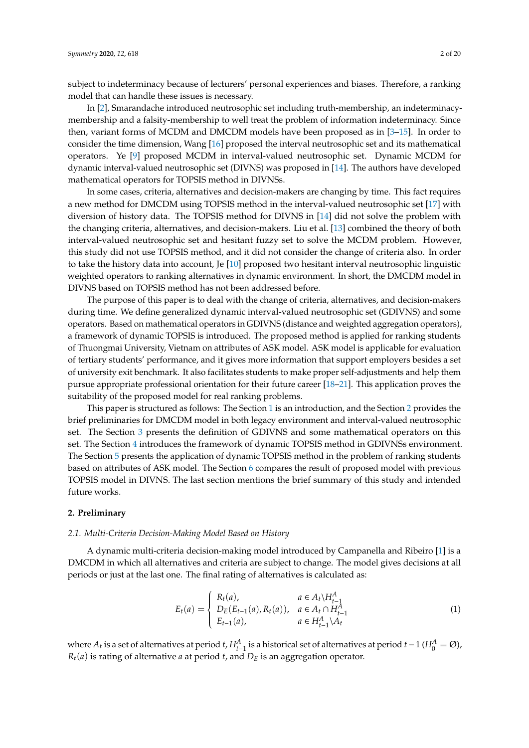subject to indeterminacy because of lecturers' personal experiences and biases. Therefore, a ranking model that can handle these issues is necessary.

In [2], Smarandache introduced neutrosophic set including truth-membership, an indeterminacy-membership and a falsity-membership to well treat the problem of information indeterminacy. Since then, variant forms of MCDM and DMCDM models have been proposed as in [3–15]. In order to consider the time dimension, Wang [16] proposed the interval neutrosophic set and its mathematical operators. Ye [9] proposed MCDM in interval-valued neutrosophic set. Dynamic MCDM for dynamic interval-valued neutrosophic set (DIVNS) was proposed in [14]. The authors have developed mathematical operators for TOPSIS method in DIVNSs.

In some cases, criteria, alternatives and decision-makers are changing by time. This fact requires a new method for DMCDM using TOPSIS method in the interval-valued neutrosophic set [17] with diversion of history data. The TOPSIS method for DIVNS in [14] did not solve the problem with the changing criteria, alternatives, and decision-makers. Liu et al. [13] combined the theory of both interval-valued neutrosophic set and hesitant fuzzy set to solve the MCDM problem. However, this study did not use TOPSIS method, and it did not consider the change of criteria also. In order to take the history data into account, Je [10] proposed two hesitant interval neutrosophic linguistic weighted operators to ranking alternatives in dynamic environment. In short, the DMCDM model in DIVNS based on TOPSIS method has not been addressed before.

The purpose of this paper is to deal with the change of criteria, alternatives, and decision-makers during time. We define generalized dynamic interval-valued neutrosophic set (GDIVNS) and some operators. Based on mathematical operators in GDIVNS (distance and weighted aggregation operators), a framework of dynamic TOPSIS is introduced. The proposed method is applied for ranking students of Thuongmai University, Vietnam on attributes of ASK model. ASK model is applicable for evaluation of tertiary students' performance, and it gives more information that support employers besides a set of university exit benchmark. It also facilitates students to make proper self-adjustments and help them pursue appropriate professional orientation for their future career [18–21]. This application proves the suitability of the proposed model for real ranking problems.

This paper is structured as follows: The Section 1 is an introduction, and the Section 2 provides the brief preliminaries for DMCDM model in both legacy environment and interval-valued neutrosophic set. The Section 3 presents the definition of GDIVNS and some mathematical operators on this set. The Section 4 introduces the framework of dynamic TOPSIS method in GDIVNSs environment. The Section 5 presents the application of dynamic TOPSIS method in the problem of ranking students based on attributes of ASK model. The Section 6 compares the result of proposed model with previous TOPSIS model in DIVNS. The last section mentions the brief summary of this study and intended future works.

## 2. Preliminary

### *2.1. Multi-Criteria Decision-Making Model Based on History*

A dynamic multi-criteria decision-making model introduced by Campanella and Ribeiro [1] is a DMCDM in which all alternatives and criteria are subject to change. The model gives decisions at all periods or just at the last one. The final rating of alternatives is calculated as:

$$E_t(a) = \begin{cases} R_t(a), & a \in A_t \backslash H^A_{t-1} \\ D_E(E_{t-1}(a), R_t(a)), & a \in A_t \cap H^A_{t-1} \\ E_{t-1}(a), & a \in H^A_{t-1} \backslash A_t \end{cases} \tag{1}$$

where $A_t$ is a set of alternatives at period $t$, $H^A_{t-1}$ is a historical set of alternatives at period $t-1$ ($H^A_0 = \varnothing$), $R_t(a)$ is rating of alternative $a$ at period $t$, and $D_E$ is an aggregation operator.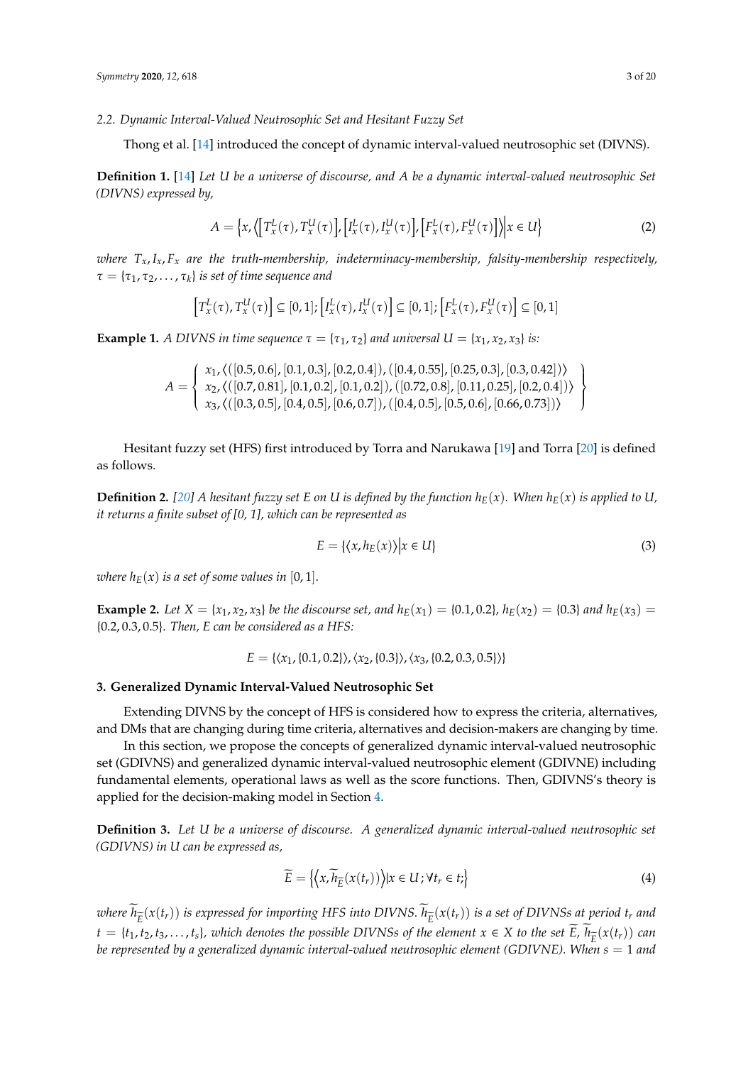### 2.2. Dynamic Interval-Valued Neutrosophic Set and Hesitant Fuzzy Set

Thong et al. [14] introduced the concept of dynamic interval-valued neutrosophic set (DIVNS).

**Definition 1.** [14] *Let U be a universe of discourse, and A be a dynamic interval-valued neutrosophic Set (DIVNS) expressed by,*

$$A = \left\{x, \left\langle \left[T_x^L(\tau), T_x^U(\tau)\right], \left[I_x^L(\tau), I_x^U(\tau)\right], \left[F_x^L(\tau), F_x^U(\tau)\right] \right\rangle \middle| x \in U \right\} \tag{2}$$

*where $T_x, I_x, F_x$ are the truth-membership, indeterminacy-membership, falsity-membership respectively, $\tau = \{\tau_1, \tau_2, \ldots, \tau_k\}$ is set of time sequence and*

$$\left[T_x^L(\tau), T_x^U(\tau)\right] \subseteq [0,1]; \left[I_x^L(\tau), I_x^U(\tau)\right] \subseteq [0,1]; \left[F_x^L(\tau), F_x^U(\tau)\right] \subseteq [0,1]$$

**Example 1.** *A DIVNS in time sequence $\tau = \{\tau_1, \tau_2\}$ and universal $U = \{x_1, x_2, x_3\}$ is:*

$$A = \left\{ \begin{array}{l} x_1, \langle ([0.5, 0.6], [0.1, 0.3], [0.2, 0.4]), ([0.4, 0.55], [0.25, 0.3], [0.3, 0.42]) \rangle \\ x_2, \langle ([0.7, 0.81], [0.1, 0.2], [0.1, 0.2]), ([0.72, 0.8], [0.11, 0.25], [0.2, 0.4]) \rangle \\ x_3, \langle ([0.3, 0.5], [0.4, 0.5], [0.6, 0.7]), ([0.4, 0.5], [0.5, 0.6], [0.66, 0.73]) \rangle \end{array} \right\}$$

Hesitant fuzzy set (HFS) first introduced by Torra and Narukawa [19] and Torra [20] is defined as follows.

**Definition 2.** *[20] A hesitant fuzzy set E on U is defined by the function $h_E(x)$. When $h_E(x)$ is applied to U, it returns a finite subset of [0, 1], which can be represented as*

$$E = \{\langle x, h_E(x) \rangle | x \in U\} \tag{3}$$

*where $h_E(x)$ is a set of some values in $[0,1]$.*

**Example 2.** *Let $X = \{x_1, x_2, x_3\}$ be the discourse set, and $h_E(x_1) = \{0.1, 0.2\}$, $h_E(x_2) = \{0.3\}$ and $h_E(x_3) = \{0.2, 0.3, 0.5\}$. Then, E can be considered as a HFS:*

$$E = \{\langle x_1, \{0.1, 0.2\} \rangle, \langle x_2, \{0.3\} \rangle, \langle x_3, \{0.2, 0.3, 0.5\} \rangle\}$$

## 3. Generalized Dynamic Interval-Valued Neutrosophic Set

Extending DIVNS by the concept of HFS is considered how to express the criteria, alternatives, and DMs that are changing during time criteria, alternatives and decision-makers are changing by time.

In this section, we propose the concepts of generalized dynamic interval-valued neutrosophic set (GDIVNS) and generalized dynamic interval-valued neutrosophic element (GDIVNE) including fundamental elements, operational laws as well as the score functions. Then, GDIVNS's theory is applied for the decision-making model in Section 4.

**Definition 3.** *Let U be a universe of discourse. A generalized dynamic interval-valued neutrosophic set (GDIVNS) in U can be expressed as,*

$$\widetilde{E} = \left\{ \left\langle x, \widetilde{h}_{\widetilde{E}}(x(t_r)) \right\rangle | x \in U; \forall t_r \in t; \right\} \tag{4}$$

*where $\widetilde{h}_{\widetilde{E}}(x(t_r))$ is expressed for importing HFS into DIVNS. $\widetilde{h}_{\widetilde{E}}(x(t_r))$ is a set of DIVNSs at period $t_r$ and $t = \{t_1, t_2, t_3, \ldots, t_s\}$, which denotes the possible DIVNSs of the element $x \in X$ to the set $\widetilde{E}$, $\widetilde{h}_{\widetilde{E}}(x(t_r))$ can be represented by a generalized dynamic interval-valued neutrosophic element (GDIVNE). When $s = 1$ and*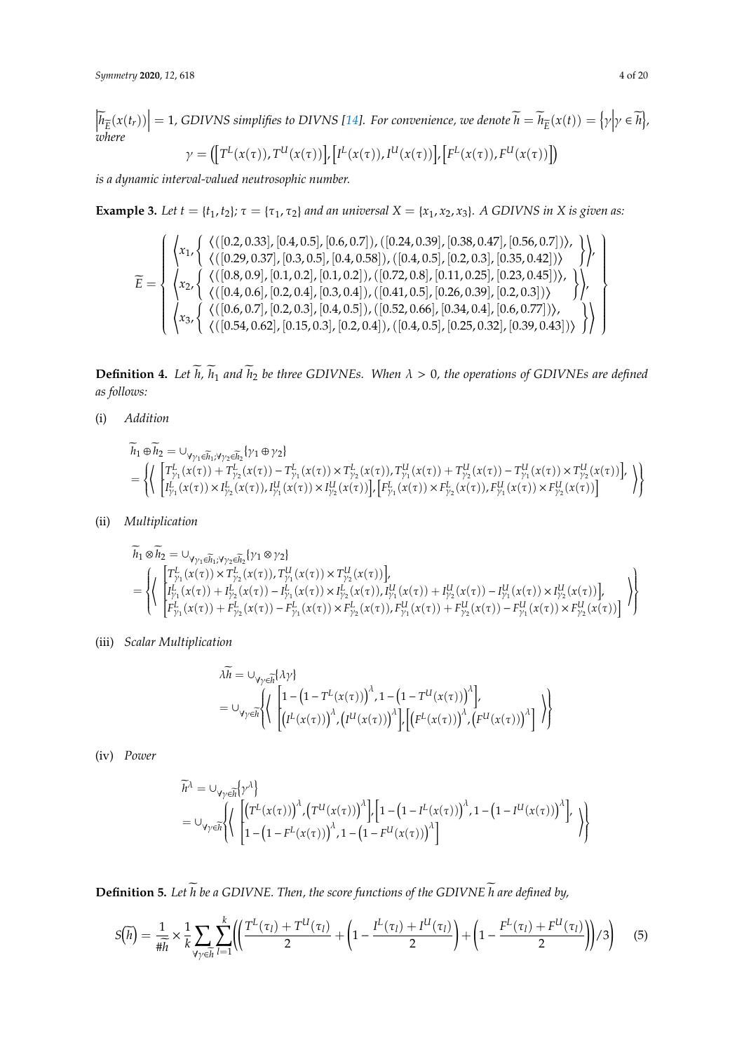$\left|\widetilde{h}_{\widetilde{E}}(x(t_r))\right| = 1$, GDIVNS simplifies to DIVNS [14]. For convenience, we denote $\widetilde{h} = \widetilde{h}_{\widetilde{E}}(x(t)) = \left\{\gamma \middle| \gamma \in \widetilde{h}\right\}$, where

$$\gamma = \left(\left[T^L(x(\tau)), T^U(x(\tau))\right], \left[I^L(x(\tau)), I^U(x(\tau))\right], \left[F^L(x(\tau)), F^U(x(\tau))\right]\right)$$

is a dynamic interval-valued neutrosophic number.

**Example 3.** *Let $t = \{t_1, t_2\}$; $\tau = \{\tau_1, \tau_2\}$ and an universal $X = \{x_1, x_2, x_3\}$. A GDIVNS in X is given as:*

$$\widetilde{E} = \left\{ \begin{array}{l} \left\langle x_1, \left\{ \begin{array}{l} \langle([0.2, 0.33], [0.4, 0.5], [0.6, 0.7]), ([0.24, 0.39], [0.38, 0.47], [0.56, 0.7])\rangle, \\ \langle([0.29, 0.37], [0.3, 0.5], [0.4, 0.58]), ([0.4, 0.5], [0.2, 0.3], [0.35, 0.42])\rangle \end{array} \right\} \right\rangle, \\ \left\langle x_2, \left\{ \begin{array}{l} \langle([0.8, 0.9], [0.1, 0.2], [0.1, 0.2]), ([0.72, 0.8], [0.11, 0.25], [0.23, 0.45])\rangle, \\ \langle([0.4, 0.6], [0.2, 0.4], [0.3, 0.4]), ([0.41, 0.5], [0.26, 0.39], [0.2, 0.3])\rangle \end{array} \right\} \right\rangle, \\ \left\langle x_3, \left\{ \begin{array}{l} \langle([0.6, 0.7], [0.2, 0.3], [0.4, 0.5]), ([0.52, 0.66], [0.34, 0.4], [0.6, 0.77])\rangle, \\ \langle([0.54, 0.62], [0.15, 0.3], [0.2, 0.4]), ([0.4, 0.5], [0.25, 0.32], [0.39, 0.43])\rangle \end{array} \right\} \right\rangle \end{array} \right\}$$

**Definition 4.** *Let $\widetilde{h}$, $\widetilde{h}_1$ and $\widetilde{h}_2$ be three GDIVNEs. When $\lambda > 0$, the operations of GDIVNEs are defined as follows:*

(i) *Addition*

$$\begin{aligned} &\widetilde{h}_1 \oplus \widetilde{h}_2 = \cup_{\forall \gamma_1 \in \widetilde{h}_1; \forall \gamma_2 \in \widetilde{h}_2} \{\gamma_1 \oplus \gamma_2\} \\ &= \left\{ \left\langle \begin{array}{l} \left[T^L_{\gamma_1}(x(\tau)) + T^L_{\gamma_2}(x(\tau)) - T^L_{\gamma_1}(x(\tau)) \times T^L_{\gamma_2}(x(\tau)), T^U_{\gamma_1}(x(\tau)) + T^U_{\gamma_2}(x(\tau)) - T^U_{\gamma_1}(x(\tau)) \times T^U_{\gamma_2}(x(\tau))\right], \\ \left[I^L_{\gamma_1}(x(\tau)) \times I^L_{\gamma_2}(x(\tau)), I^U_{\gamma_1}(x(\tau)) \times I^U_{\gamma_2}(x(\tau))\right], \left[F^L_{\gamma_1}(x(\tau)) \times F^L_{\gamma_2}(x(\tau)), F^U_{\gamma_1}(x(\tau)) \times F^U_{\gamma_2}(x(\tau))\right] \end{array} \right\rangle \right\} \end{aligned}$$

(ii) *Multiplication*

$$\begin{aligned} &\widetilde{h}_1 \otimes \widetilde{h}_2 = \cup_{\forall \gamma_1 \in \widetilde{h}_1; \forall \gamma_2 \in \widetilde{h}_2} \{\gamma_1 \otimes \gamma_2\} \\ &= \left\{ \left\langle \begin{array}{l} \left[T^L_{\gamma_1}(x(\tau)) \times T^L_{\gamma_2}(x(\tau)), T^U_{\gamma_1}(x(\tau)) \times T^U_{\gamma_2}(x(\tau))\right], \\ \left[I^L_{\gamma_1}(x(\tau)) + I^L_{\gamma_2}(x(\tau)) - I^L_{\gamma_1}(x(\tau)) \times I^L_{\gamma_2}(x(\tau)), I^U_{\gamma_1}(x(\tau)) + I^U_{\gamma_2}(x(\tau)) - I^U_{\gamma_1}(x(\tau)) \times I^U_{\gamma_2}(x(\tau))\right], \\ \left[F^L_{\gamma_1}(x(\tau)) + F^L_{\gamma_2}(x(\tau)) - F^L_{\gamma_1}(x(\tau)) \times F^L_{\gamma_2}(x(\tau)), F^U_{\gamma_1}(x(\tau)) + F^U_{\gamma_2}(x(\tau)) - F^U_{\gamma_1}(x(\tau)) \times F^U_{\gamma_2}(x(\tau))\right] \end{array} \right\rangle \right\} \end{aligned}$$

(iii) *Scalar Multiplication*

$$\begin{aligned} \lambda\widetilde{h} &= \cup_{\forall \gamma \in \widetilde{h}} \{\lambda\gamma\} \\ &= \cup_{\forall \gamma \in \widetilde{h}} \left\{ \left\langle \begin{array}{l} \left[1 - \left(1 - T^L(x(\tau))\right)^\lambda, 1 - \left(1 - T^U(x(\tau))\right)^\lambda\right], \\ \left[\left(I^L(x(\tau))\right)^\lambda, \left(I^U(x(\tau))\right)^\lambda\right], \left[\left(F^L(x(\tau))\right)^\lambda, \left(F^U(x(\tau))\right)^\lambda\right] \end{array} \right\rangle \right\} \end{aligned}$$

(iv) *Power*

$$\begin{aligned} \widetilde{h}^\lambda &= \cup_{\forall \gamma \in \widetilde{h}} \left\{\gamma^\lambda\right\} \\ &= \cup_{\forall \gamma \in \widetilde{h}} \left\{ \left\langle \begin{array}{l} \left[\left(T^L(x(\tau))\right)^\lambda, \left(T^U(x(\tau))\right)^\lambda\right], \left[1 - \left(1 - I^L(x(\tau))\right)^\lambda, 1 - \left(1 - I^U(x(\tau))\right)^\lambda\right], \\ \left[1 - \left(1 - F^L(x(\tau))\right)^\lambda, 1 - \left(1 - F^U(x(\tau))\right)^\lambda\right] \end{array} \right\rangle \right\} \end{aligned}$$

**Definition 5.** *Let $\widetilde{h}$ be a GDIVNE. Then, the score functions of the GDIVNE $\widetilde{h}$ are defined by,*

$$S\left(\widetilde{h}\right) = \frac{1}{\#\widetilde{h}} \times \frac{1}{k} \sum_{\forall \gamma \in \widetilde{h}} \sum_{l=1}^{k} \left( \left( \frac{T^L(\tau_l) + T^U(\tau_l)}{2} + \left(1 - \frac{I^L(\tau_l) + I^U(\tau_l)}{2}\right) + \left(1 - \frac{F^L(\tau_l) + F^U(\tau_l)}{2}\right) \right) / 3 \right) \quad (5)$$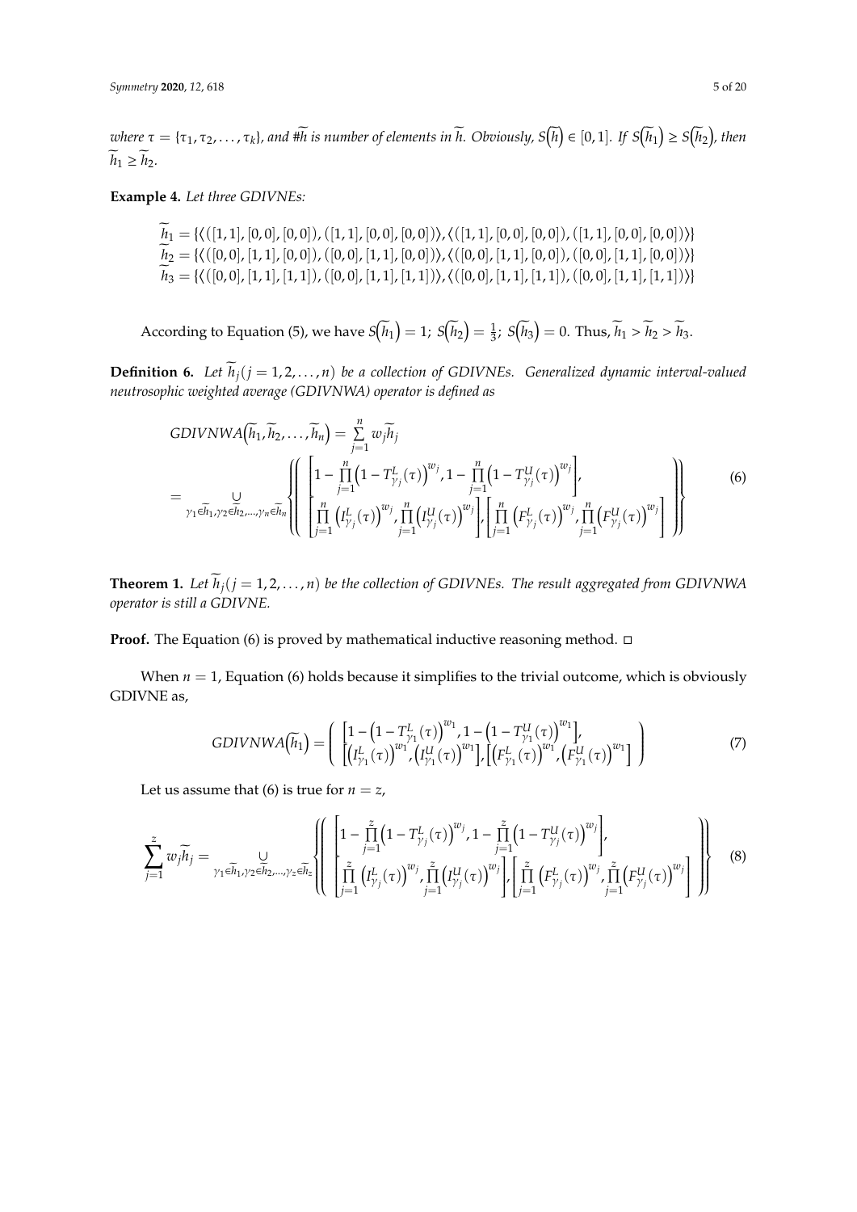*where* $\tau = \{\tau_1, \tau_2, \ldots, \tau_k\}$, *and* $\#\widetilde{h}$ *is number of elements in* $\widetilde{h}$. *Obviously,* $S\left(\widetilde{h}\right) \in [0,1]$. *If* $S\left(\widetilde{h}_1\right) \geq S\left(\widetilde{h}_2\right)$, *then* $\widetilde{h}_1 \geq \widetilde{h}_2$.

**Example 4.** *Let three GDIVNEs:*

$$
\begin{aligned}
\widetilde{h}_1 &= \{\langle([1,1],[0,0],[0,0]),([1,1],[0,0],[0,0])\rangle, \langle([1,1],[0,0],[0,0]),([1,1],[0,0],[0,0])\rangle\} \\
\widetilde{h}_2 &= \{\langle([0,0],[1,1],[0,0]),([0,0],[1,1],[0,0])\rangle, \langle([0,0],[1,1],[0,0]),([0,0],[1,1],[0,0])\rangle\} \\
\widetilde{h}_3 &= \{\langle([0,0],[1,1],[1,1]),([0,0],[1,1],[1,1])\rangle, \langle([0,0],[1,1],[1,1]),([0,0],[1,1],[1,1])\rangle\}
\end{aligned}
$$

According to Equation (5), we have $S\left(\widetilde{h}_1\right) = 1$; $S\left(\widetilde{h}_2\right) = \frac{1}{3}$; $S\left(\widetilde{h}_3\right) = 0$. Thus, $\widetilde{h}_1 > \widetilde{h}_2 > \widetilde{h}_3$.

**Definition 6.** *Let* $\widetilde{h}_j (j = 1, 2, \ldots, n)$ *be a collection of GDIVNEs. Generalized dynamic interval-valued neutrosophic weighted average (GDIVNWA) operator is defined as*

$$
\begin{aligned}
& GDIVNWA\left(\widetilde{h}_1, \widetilde{h}_2, \ldots, \widetilde{h}_n\right) = \sum_{j=1}^{n} w_j \widetilde{h}_j \\
&= \bigcup_{\gamma_1 \in \widetilde{h}_1, \gamma_2 \in \widetilde{h}_2, \ldots, \gamma_n \in \widetilde{h}_n} \left\{ \left( \begin{array}{l} \left[1 - \prod_{j=1}^{n}\left(1 - T_{\gamma_j}^{L}(\tau)\right)^{w_j}, 1 - \prod_{j=1}^{n}\left(1 - T_{\gamma_j}^{U}(\tau)\right)^{w_j}\right], \\ \left[\prod_{j=1}^{n}\left(I_{\gamma_j}^{L}(\tau)\right)^{w_j}, \prod_{j=1}^{n}\left(I_{\gamma_j}^{U}(\tau)\right)^{w_j}\right], \left[\prod_{j=1}^{n}\left(F_{\gamma_j}^{L}(\tau)\right)^{w_j}, \prod_{j=1}^{n}\left(F_{\gamma_j}^{U}(\tau)\right)^{w_j}\right] \end{array} \right) \right\}
\end{aligned} \tag{6}
$$

**Theorem 1.** *Let* $\widetilde{h}_j (j = 1, 2, \ldots, n)$ *be the collection of GDIVNEs. The result aggregated from GDIVNWA operator is still a GDIVNE.*

**Proof.** The Equation (6) is proved by mathematical inductive reasoning method. □

When $n = 1$, Equation (6) holds because it simplifies to the trivial outcome, which is obviously GDIVNE as,

$$
GDIVNWA\left(\widetilde{h}_1\right) = \left( \begin{array}{l} \left[1 - \left(1 - T_{\gamma_1}^{L}(\tau)\right)^{w_1}, 1 - \left(1 - T_{\gamma_1}^{U}(\tau)\right)^{w_1}\right], \\ \left[\left(I_{\gamma_1}^{L}(\tau)\right)^{w_1}, \left(I_{\gamma_1}^{U}(\tau)\right)^{w_1}\right], \left[\left(F_{\gamma_1}^{L}(\tau)\right)^{w_1}, \left(F_{\gamma_1}^{U}(\tau)\right)^{w_1}\right] \end{array} \right) \tag{7}
$$

Let us assume that (6) is true for $n = z$,

$$
\sum_{j=1}^{z} w_j \widetilde{h}_j = \bigcup_{\gamma_1 \in \widetilde{h}_1, \gamma_2 \in \widetilde{h}_2, \ldots, \gamma_z \in \widetilde{h}_z} \left\{ \left( \begin{array}{l} \left[1 - \prod_{j=1}^{z}\left(1 - T_{\gamma_j}^{L}(\tau)\right)^{w_j}, 1 - \prod_{j=1}^{z}\left(1 - T_{\gamma_j}^{U}(\tau)\right)^{w_j}\right], \\ \left[\prod_{j=1}^{z}\left(I_{\gamma_j}^{L}(\tau)\right)^{w_j}, \prod_{j=1}^{z}\left(I_{\gamma_j}^{U}(\tau)\right)^{w_j}\right], \left[\prod_{j=1}^{z}\left(F_{\gamma_j}^{L}(\tau)\right)^{w_j}, \prod_{j=1}^{z}\left(F_{\gamma_j}^{U}(\tau)\right)^{w_j}\right] \end{array} \right) \right\} \tag{8}
$$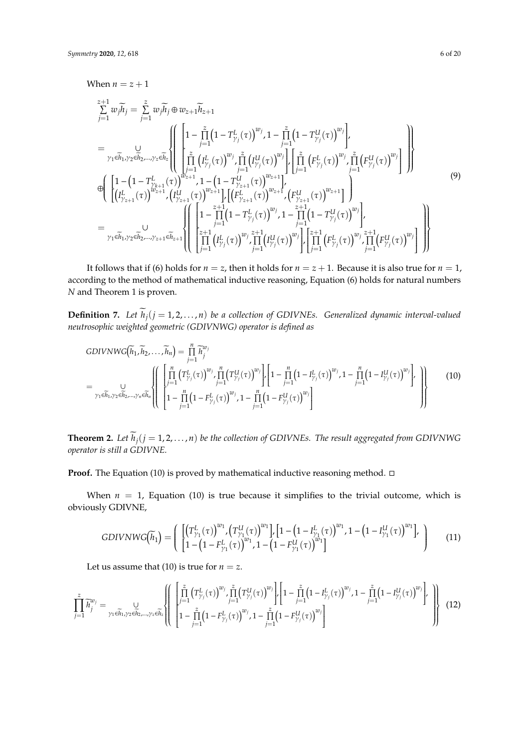When $n = z + 1$

$$
\begin{aligned}
&\sum_{j=1}^{z+1} w_j \widetilde{h}_j = \sum_{j=1}^{z} w_j \widetilde{h}_j \oplus w_{z+1} \widetilde{h}_{z+1} \\
&= \bigcup_{\gamma_1 \in \widetilde{h}_1, \gamma_2 \in \widetilde{h}_2, \ldots, \gamma_z \in \widetilde{h}_z} \left\{ \left( \begin{array}{l} \left[ 1 - \prod_{j=1}^{z} \left(1 - T^L_{\gamma_j}(\tau)\right)^{w_j}, 1 - \prod_{j=1}^{z} \left(1 - T^U_{\gamma_j}(\tau)\right)^{w_j} \right], \\ \left[ \prod_{j=1}^{z} \left(I^L_{\gamma_j}(\tau)\right)^{w_j}, \prod_{j=1}^{z} \left(I^U_{\gamma_j}(\tau)\right)^{w_j} \right], \left[ \prod_{j=1}^{z} \left(F^L_{\gamma_j}(\tau)\right)^{w_j}, \prod_{j=1}^{z} \left(F^U_{\gamma_j}(\tau)\right)^{w_j} \right] \end{array} \right) \right\} \\
&\oplus \left( \begin{array}{l} \left[ 1 - \left(1 - T^L_{\gamma_{k+1}}(\tau)\right)^{w_{z+1}}, 1 - \left(1 - T^U_{\gamma_{z+1}}(\tau)\right)^{w_{z+1}} \right], \\ \left[ \left(I^L_{\gamma_{z+1}}(\tau)\right)^{w_{z+1}}, \left(I^U_{\gamma_{z+1}}(\tau)\right)^{w_{z+1}} \right], \left[ \left(F^L_{\gamma_{z+1}}(\tau)\right)^{w_{z+1}}, \left(F^U_{\gamma_{z+1}}(\tau)\right)^{w_{z+1}} \right] \end{array} \right) \\
&= \bigcup_{\gamma_1 \in \widetilde{h}_1, \gamma_2 \in \widetilde{h}_2, \ldots, \gamma_{z+1} \in \widetilde{h}_{z+1}} \left\{ \left( \begin{array}{l} \left[ 1 - \prod_{j=1}^{z+1} \left(1 - T^L_{\gamma_j}(\tau)\right)^{w_j}, 1 - \prod_{j=1}^{z+1} \left(1 - T^U_{\gamma_j}(\tau)\right)^{w_j} \right], \\ \left[ \prod_{j=1}^{z+1} \left(I^L_{\gamma_j}(\tau)\right)^{w_j}, \prod_{j=1}^{z+1} \left(I^U_{\gamma_j}(\tau)\right)^{w_j} \right], \left[ \prod_{j=1}^{z+1} \left(F^L_{\gamma_j}(\tau)\right)^{w_j}, \prod_{j=1}^{z+1} \left(F^U_{\gamma_j}(\tau)\right)^{w_j} \right] \end{array} \right) \right\}
\end{aligned}
\tag{9}
$$

It follows that if (6) holds for $n = z$, then it holds for $n = z + 1$. Because it is also true for $n = 1$, according to the method of mathematical inductive reasoning, Equation (6) holds for natural numbers $N$ and Theorem 1 is proven.

**Definition 7.** *Let $\widetilde{h}_j (j = 1, 2, \ldots, n)$ be a collection of GDIVNEs. Generalized dynamic interval-valued neutrosophic weighted geometric (GDIVNWG) operator is defined as*

$$
\begin{aligned}
&GDIVNWG\left(\widetilde{h}_1, \widetilde{h}_2, \ldots, \widetilde{h}_n\right) = \prod_{j=1}^{n} \widetilde{h}_j^{w_j} \\
&= \bigcup_{\gamma_1 \in \widetilde{h}_1, \gamma_2 \in \widetilde{h}_2, \ldots, \gamma_n \in \widetilde{h}_n} \left\{ \left( \begin{array}{l} \left[ \prod_{j=1}^{n} \left(T^L_{\gamma_j}(\tau)\right)^{w_j}, \prod_{j=1}^{n} \left(T^U_{\gamma_j}(\tau)\right)^{w_j} \right], \left[ 1 - \prod_{j=1}^{n} \left(1 - I^L_{\gamma_j}(\tau)\right)^{w_j}, 1 - \prod_{j=1}^{n} \left(1 - I^U_{\gamma_j}(\tau)\right)^{w_j} \right], \\ \left[ 1 - \prod_{j=1}^{n} \left(1 - F^L_{\gamma_j}(\tau)\right)^{w_j}, 1 - \prod_{j=1}^{n} \left(1 - F^U_{\gamma_j}(\tau)\right)^{w_j} \right] \end{array} \right) \right\}
\end{aligned}
\tag{10}
$$

**Theorem 2.** *Let $\widetilde{h}_j (j = 1, 2, \ldots, n)$ be the collection of GDIVNEs. The result aggregated from GDIVNWG operator is still a GDIVNE.*

**Proof.** The Equation (10) is proved by mathematical inductive reasoning method. □

When $n = 1$, Equation (10) is true because it simplifies to the trivial outcome, which is obviously GDIVNE,

$$
GDIVNWG\left(\widetilde{h}_1\right) = \left( \begin{array}{l} \left[ \left(T^L_{\gamma_1}(\tau)\right)^{w_1}, \left(T^U_{\gamma_1}(\tau)\right)^{w_1} \right], \left[ 1 - \left(1 - I^L_{\gamma_1}(\tau)\right)^{w_1}, 1 - \left(1 - I^U_{\gamma_1}(\tau)\right)^{w_1} \right], \\ \left[ 1 - \left(1 - F^L_{\gamma_1}(\tau)\right)^{w_1}, 1 - \left(1 - F^U_{\gamma_1}(\tau)\right)^{w_1} \right] \end{array} \right)
\tag{11}
$$

Let us assume that (10) is true for $n = z$.

$$
\prod_{j=1}^{z} \widetilde{h}_j^{w_j} = \bigcup_{\gamma_1 \in \widetilde{h}_1, \gamma_2 \in \widetilde{h}_2, \ldots, \gamma_z \in \widetilde{h}_z} \left\{ \left( \begin{array}{l} \left[ \prod_{j=1}^{z} \left(T^L_{\gamma_j}(\tau)\right)^{w_j}, \prod_{j=1}^{z} \left(T^U_{\gamma_j}(\tau)\right)^{w_j} \right], \left[ 1 - \prod_{j=1}^{z} \left(1 - I^L_{\gamma_j}(\tau)\right)^{w_j}, 1 - \prod_{j=1}^{z} \left(1 - I^U_{\gamma_j}(\tau)\right)^{w_j} \right], \\ \left[ 1 - \prod_{j=1}^{z} \left(1 - F^L_{\gamma_j}(\tau)\right)^{w_j}, 1 - \prod_{j=1}^{z} \left(1 - F^U_{\gamma_j}(\tau)\right)^{w_j} \right] \end{array} \right) \right\}
\tag{12}
$$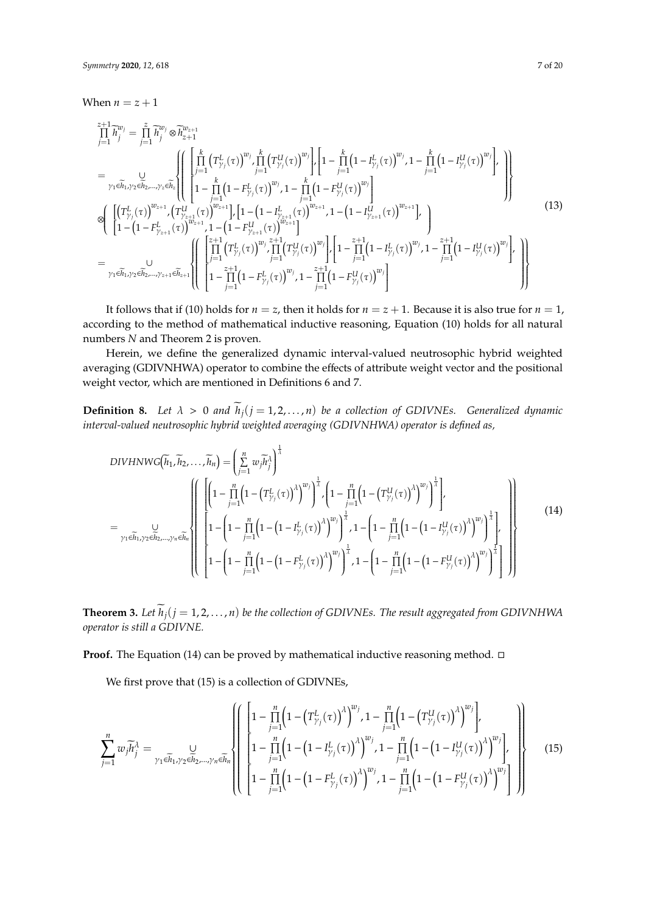When $n = z + 1$

$$
\begin{aligned}
\prod_{j=1}^{z+1} \widetilde{h}_j^{w_j} &= \prod_{j=1}^{z} \widetilde{h}_j^{w_j} \otimes \widetilde{h}_{z+1}^{w_{z+1}} \\
&= \bigcup_{\gamma_1 \in \widetilde{h}_1, \gamma_2 \in \widetilde{h}_2, \ldots, \gamma_z \in \widetilde{h}_z} \left\{ \left( \begin{array}{l} \left[ \prod_{j=1}^{k} \left(T_{\gamma_j}^L(\tau)\right)^{w_j}, \prod_{j=1}^{k} \left(T_{\gamma_j}^U(\tau)\right)^{w_j} \right], \left[ 1 - \prod_{j=1}^{k} \left(1 - I_{\gamma_j}^L(\tau)\right)^{w_j}, 1 - \prod_{j=1}^{k} \left(1 - I_{\gamma_j}^U(\tau)\right)^{w_j} \right], \\ \left[ 1 - \prod_{j=1}^{k} \left(1 - F_{\gamma_j}^L(\tau)\right)^{w_j}, 1 - \prod_{j=1}^{k} \left(1 - F_{\gamma_j}^U(\tau)\right)^{w_j} \right] \end{array} \right) \right\} \\
&\otimes \left( \begin{array}{l} \left[ \left(T_{\gamma_j}^L(\tau)\right)^{w_{z+1}}, \left(T_{\gamma_{z+1}}^U(\tau)\right)^{w_{z+1}} \right], \left[ 1 - \left(1 - I_{\gamma_{z+1}}^L(\tau)\right)^{w_{z+1}}, 1 - \left(1 - I_{\gamma_{z+1}}^U(\tau)\right)^{w_{z+1}} \right], \\ \left[ 1 - \left(1 - F_{\gamma_{z+1}}^L(\tau)\right)^{w_{z+1}}, 1 - \left(1 - F_{\gamma_{z+1}}^U(\tau)\right)^{w_{z+1}} \right] \end{array} \right) \\
&= \bigcup_{\gamma_1 \in \widetilde{h}_1, \gamma_2 \in \widetilde{h}_2, \ldots, \gamma_{z+1} \in \widetilde{h}_{z+1}} \left\{ \left( \begin{array}{l} \left[ \prod_{j=1}^{z+1} \left(T_{\gamma_j}^L(\tau)\right)^{w_j}, \prod_{j=1}^{z+1} \left(T_{\gamma_j}^U(\tau)\right)^{w_j} \right], \left[ 1 - \prod_{j=1}^{z+1} \left(1 - I_{\gamma_j}^L(\tau)\right)^{w_j}, 1 - \prod_{j=1}^{z+1} \left(1 - I_{\gamma_j}^U(\tau)\right)^{w_j} \right], \\ \left[ 1 - \prod_{j=1}^{z+1} \left(1 - F_{\gamma_j}^L(\tau)\right)^{w_j}, 1 - \prod_{j=1}^{z+1} \left(1 - F_{\gamma_j}^U(\tau)\right)^{w_j} \right] \end{array} \right) \right\}
\end{aligned} \tag{13}
$$

It follows that if (10) holds for $n = z$, then it holds for $n = z + 1$. Because it is also true for $n = 1$, according to the method of mathematical inductive reasoning, Equation (10) holds for all natural numbers $N$ and Theorem 2 is proven.

Herein, we define the generalized dynamic interval-valued neutrosophic hybrid weighted averaging (GDIVNHWA) operator to combine the effects of attribute weight vector and the positional weight vector, which are mentioned in Definitions 6 and 7.

**Definition 8.** *Let $\lambda > 0$ and $\widetilde{h}_j (j = 1, 2, \ldots, n)$ be a collection of GDIVNEs. Generalized dynamic interval-valued neutrosophic hybrid weighted averaging (GDIVNHWA) operator is defined as,*

$$
\begin{aligned}
&DIVHNWG\left(\widetilde{h}_1, \widetilde{h}_2, \ldots, \widetilde{h}_n\right) = \left( \sum_{j=1}^{n} w_j \widetilde{h}_j^{\lambda} \right)^{\frac{1}{\lambda}} \\
&= \bigcup_{\gamma_1 \in \widetilde{h}_1, \gamma_2 \in \widetilde{h}_2, \ldots, \gamma_n \in \widetilde{h}_n} \left\{ \left( \begin{array}{l} \left[ \left( 1 - \prod_{j=1}^{n} \left( 1 - \left(T_{\gamma_j}^L(\tau)\right)^{\lambda} \right)^{w_j} \right)^{\frac{1}{\lambda}}, \left( 1 - \prod_{j=1}^{n} \left( 1 - \left(T_{\gamma_j}^U(\tau)\right)^{\lambda} \right)^{w_j} \right)^{\frac{1}{\lambda}} \right], \\ \left[ 1 - \left( 1 - \prod_{j=1}^{n} \left( 1 - \left(1 - I_{\gamma_j}^L(\tau)\right)^{\lambda} \right)^{w_j} \right)^{\frac{1}{\lambda}}, 1 - \left( 1 - \prod_{j=1}^{n} \left( 1 - \left(1 - I_{\gamma_j}^U(\tau)\right)^{\lambda} \right)^{w_j} \right)^{\frac{1}{\lambda}} \right], \\ \left[ 1 - \left( 1 - \prod_{j=1}^{n} \left( 1 - \left(1 - F_{\gamma_j}^L(\tau)\right)^{\lambda} \right)^{w_j} \right)^{\frac{1}{\lambda}}, 1 - \left( 1 - \prod_{j=1}^{n} \left( 1 - \left(1 - F_{\gamma_j}^U(\tau)\right)^{\lambda} \right)^{w_j} \right)^{\frac{1}{\lambda}} \right] \end{array} \right) \right\}
\end{aligned} \tag{14}
$$

**Theorem 3.** *Let $\widetilde{h}_j (j = 1, 2, \ldots, n)$ be the collection of GDIVNEs. The result aggregated from GDIVNHWA operator is still a GDIVNE.*

**Proof.** The Equation (14) can be proved by mathematical inductive reasoning method. □

We first prove that (15) is a collection of GDIVNEs,

$$
\sum_{j=1}^{n} w_j \widetilde{h}_j^{\lambda} = \bigcup_{\gamma_1 \in \widetilde{h}_1, \gamma_2 \in \widetilde{h}_2, \ldots, \gamma_n \in \widetilde{h}_n} \left\{ \left( \begin{array}{l} \left[ 1 - \prod_{j=1}^{n} \left( 1 - \left(T_{\gamma_j}^L(\tau)\right)^{\lambda} \right)^{w_j}, 1 - \prod_{j=1}^{n} \left( 1 - \left(T_{\gamma_j}^U(\tau)\right)^{\lambda} \right)^{w_j} \right], \\ \left[ 1 - \prod_{j=1}^{n} \left( 1 - \left(1 - I_{\gamma_j}^L(\tau)\right)^{\lambda} \right)^{w_j}, 1 - \prod_{j=1}^{n} \left( 1 - \left(1 - I_{\gamma_j}^U(\tau)\right)^{\lambda} \right)^{w_j} \right], \\ \left[ 1 - \prod_{j=1}^{n} \left( 1 - \left(1 - F_{\gamma_j}^L(\tau)\right)^{\lambda} \right)^{w_j}, 1 - \prod_{j=1}^{n} \left( 1 - \left(1 - F_{\gamma_j}^U(\tau)\right)^{\lambda} \right)^{w_j} \right] \end{array} \right) \right\} \tag{15}
$$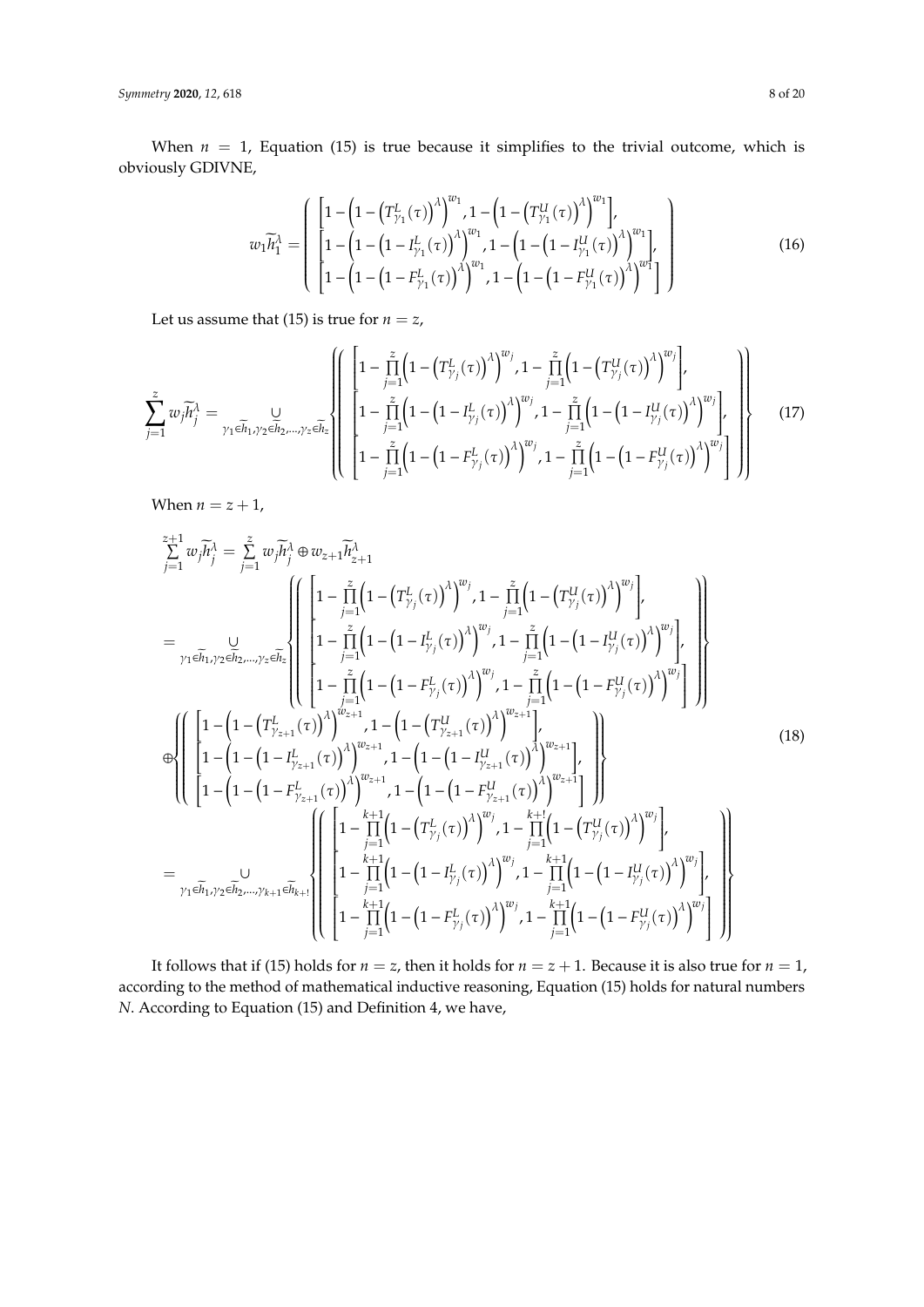When $n = 1$, Equation (15) is true because it simplifies to the trivial outcome, which is obviously GDIVNE,

$$w_1\widetilde{h}_1^{\lambda} = \left( \begin{array}{c} \left[1-\left(1-\left(T_{\gamma_1}^{L}(\tau)\right)^{\lambda}\right)^{w_1}, 1-\left(1-\left(T_{\gamma_1}^{U}(\tau)\right)^{\lambda}\right)^{w_1}\right], \\ \left[1-\left(1-\left(1-I_{\gamma_1}^{L}(\tau)\right)^{\lambda}\right)^{w_1}, 1-\left(1-\left(1-I_{\gamma_1}^{U}(\tau)\right)^{\lambda}\right)^{w_1}\right], \\ \left[1-\left(1-\left(1-F_{\gamma_1}^{L}(\tau)\right)^{\lambda}\right)^{w_1}, 1-\left(1-\left(1-F_{\gamma_1}^{U}(\tau)\right)^{\lambda}\right)^{w_1}\right] \end{array} \right) \tag{16}$$

Let us assume that (15) is true for $n = z$,

$$\sum_{j=1}^{z} w_j\widetilde{h}_j^{\lambda} = \bigcup_{\gamma_1\in\widetilde{h}_1,\gamma_2\in\widetilde{h}_2,\ldots,\gamma_z\in\widetilde{h}_z} \left\{ \left( \begin{array}{c} \left[1-\prod_{j=1}^{z}\left(1-\left(T_{\gamma_j}^{L}(\tau)\right)^{\lambda}\right)^{w_j}, 1-\prod_{j=1}^{z}\left(1-\left(T_{\gamma_j}^{U}(\tau)\right)^{\lambda}\right)^{w_j}\right], \\ \left[1-\prod_{j=1}^{z}\left(1-\left(1-I_{\gamma_j}^{L}(\tau)\right)^{\lambda}\right)^{w_j}, 1-\prod_{j=1}^{z}\left(1-\left(1-I_{\gamma_j}^{U}(\tau)\right)^{\lambda}\right)^{w_j}\right], \\ \left[1-\prod_{j=1}^{z}\left(1-\left(1-F_{\gamma_j}^{L}(\tau)\right)^{\lambda}\right)^{w_j}, 1-\prod_{j=1}^{z}\left(1-\left(1-F_{\gamma_j}^{U}(\tau)\right)^{\lambda}\right)^{w_j}\right] \end{array} \right) \right\} \tag{17}$$

When $n = z+1$,

$$\begin{aligned}
\sum_{j=1}^{z+1} w_j\widetilde{h}_j^{\lambda} &= \sum_{j=1}^{z} w_j\widetilde{h}_j^{\lambda} \oplus w_{z+1}\widetilde{h}_{z+1}^{\lambda} \\
&= \bigcup_{\gamma_1\in\widetilde{h}_1,\gamma_2\in\widetilde{h}_2,\ldots,\gamma_z\in\widetilde{h}_z} \left\{ \left( \begin{array}{c} \left[1-\prod_{j=1}^{z}\left(1-\left(T_{\gamma_j}^{L}(\tau)\right)^{\lambda}\right)^{w_j}, 1-\prod_{j=1}^{z}\left(1-\left(T_{\gamma_j}^{U}(\tau)\right)^{\lambda}\right)^{w_j}\right], \\ \left[1-\prod_{j=1}^{z}\left(1-\left(1-I_{\gamma_j}^{L}(\tau)\right)^{\lambda}\right)^{w_j}, 1-\prod_{j=1}^{z}\left(1-\left(1-I_{\gamma_j}^{U}(\tau)\right)^{\lambda}\right)^{w_j}\right], \\ \left[1-\prod_{j=1}^{z}\left(1-\left(1-F_{\gamma_j}^{L}(\tau)\right)^{\lambda}\right)^{w_j}, 1-\prod_{j=1}^{z}\left(1-\left(1-F_{\gamma_j}^{U}(\tau)\right)^{\lambda}\right)^{w_j}\right] \end{array} \right) \right\} \\
&\oplus \left\{ \left( \begin{array}{c} \left[1-\left(1-\left(T_{\gamma_{z+1}}^{L}(\tau)\right)^{\lambda}\right)^{w_{z+1}}, 1-\left(1-\left(T_{\gamma_{z+1}}^{U}(\tau)\right)^{\lambda}\right)^{w_{z+1}}\right], \\ \left[1-\left(1-\left(1-I_{\gamma_{z+1}}^{L}(\tau)\right)^{\lambda}\right)^{w_{z+1}}, 1-\left(1-\left(1-I_{\gamma_{z+1}}^{U}(\tau)\right)^{\lambda}\right)^{w_{z+1}}\right], \\ \left[1-\left(1-\left(1-F_{\gamma_{z+1}}^{L}(\tau)\right)^{\lambda}\right)^{w_{z+1}}, 1-\left(1-\left(1-F_{\gamma_{z+1}}^{U}(\tau)\right)^{\lambda}\right)^{w_{z+1}}\right] \end{array} \right) \right\} \\
&= \bigcup_{\gamma_1\in\widetilde{h}_1,\gamma_2\in\widetilde{h}_2,\ldots,\gamma_{k+1}\in\widetilde{h}_{k+!}} \left\{ \left( \begin{array}{c} \left[1-\prod_{j=1}^{k+1}\left(1-\left(T_{\gamma_j}^{L}(\tau)\right)^{\lambda}\right)^{w_j}, 1-\prod_{j=1}^{k+!}\left(1-\left(T_{\gamma_j}^{U}(\tau)\right)^{\lambda}\right)^{w_j}\right], \\ \left[1-\prod_{j=1}^{k+1}\left(1-\left(1-I_{\gamma_j}^{L}(\tau)\right)^{\lambda}\right)^{w_j}, 1-\prod_{j=1}^{k+1}\left(1-\left(1-I_{\gamma_j}^{U}(\tau)\right)^{\lambda}\right)^{w_j}\right], \\ \left[1-\prod_{j=1}^{k+1}\left(1-\left(1-F_{\gamma_j}^{L}(\tau)\right)^{\lambda}\right)^{w_j}, 1-\prod_{j=1}^{k+1}\left(1-\left(1-F_{\gamma_j}^{U}(\tau)\right)^{\lambda}\right)^{w_j}\right] \end{array} \right) \right\}
\end{aligned} \tag{18}$$

It follows that if (15) holds for $n = z$, then it holds for $n = z+1$. Because it is also true for $n = 1$, according to the method of mathematical inductive reasoning, Equation (15) holds for natural numbers $N$. According to Equation (15) and Definition 4, we have,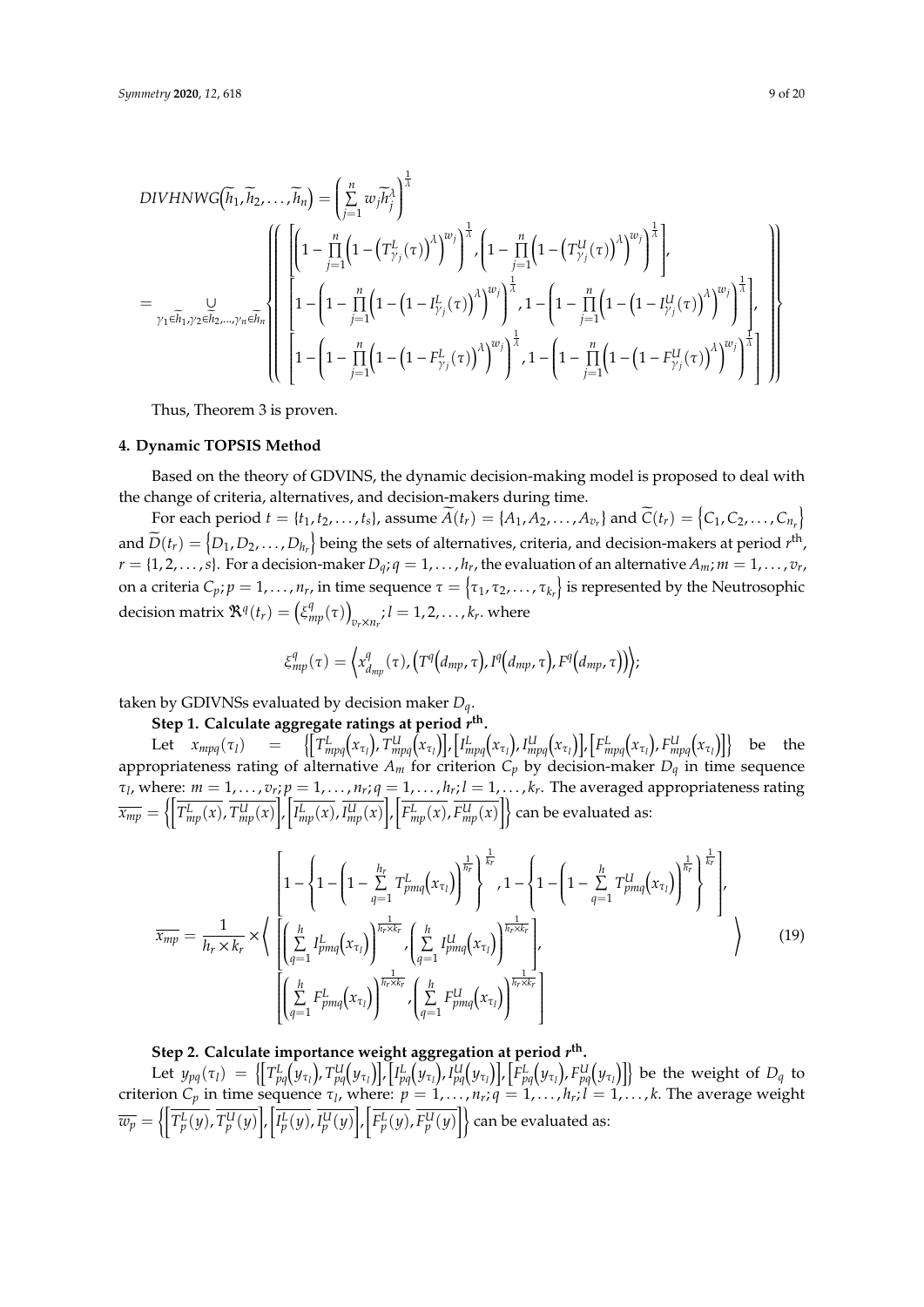$$DIVHNWG\left(\widetilde{h}_1,\widetilde{h}_2,\ldots,\widetilde{h}_n\right)=\left(\sum_{j=1}^{n} w_j\widetilde{h}_j^{\lambda}\right)^{\frac{1}{\lambda}}$$

$$=\bigcup_{\gamma_1\in\widetilde{h}_1,\gamma_2\in\widetilde{h}_2,\ldots,\gamma_n\in\widetilde{h}_n}\left\{\left(\begin{array}{c}\left[\left(1-\prod_{j=1}^{n}\left(1-\left(T_{\gamma_j}^{L}(\tau)\right)^{\lambda}\right)^{w_j}\right)^{\frac{1}{\lambda}},\left(1-\prod_{j=1}^{n}\left(1-\left(T_{\gamma_j}^{U}(\tau)\right)^{\lambda}\right)^{w_j}\right)^{\frac{1}{\lambda}}\right],\\ \left[1-\left(1-\prod_{j=1}^{n}\left(1-\left(1-I_{\gamma_j}^{L}(\tau)\right)^{\lambda}\right)^{w_j}\right)^{\frac{1}{\lambda}},1-\left(1-\prod_{j=1}^{n}\left(1-\left(1-I_{\gamma_j}^{U}(\tau)\right)^{\lambda}\right)^{w_j}\right)^{\frac{1}{\lambda}}\right],\\ \left[1-\left(1-\prod_{j=1}^{n}\left(1-\left(1-F_{\gamma_j}^{L}(\tau)\right)^{\lambda}\right)^{w_j}\right)^{\frac{1}{\lambda}},1-\left(1-\prod_{j=1}^{n}\left(1-\left(1-F_{\gamma_j}^{U}(\tau)\right)^{\lambda}\right)^{w_j}\right)^{\frac{1}{\lambda}}\right]\end{array}\right)\right\}$$

Thus, Theorem 3 is proven.

## 4. Dynamic TOPSIS Method

Based on the theory of GDVINS, the dynamic decision-making model is proposed to deal with the change of criteria, alternatives, and decision-makers during time.

For each period $t=\{t_1,t_2,\ldots,t_s\}$, assume $\widetilde{A}(t_r)=\{A_1,A_2,\ldots,A_{v_r}\}$ and $\widetilde{C}(t_r)=\left\{C_1,C_2,\ldots,C_{n_r}\right\}$ and $\widetilde{D}(t_r)=\left\{D_1,D_2,\ldots,D_{h_r}\right\}$ being the sets of alternatives, criteria, and decision-makers at period $r^{\text{th}}$, $r=\{1,2,\ldots,s\}$. For a decision-maker $D_q;q=1,\ldots,h_r$, the evaluation of an alternative $A_m;m=1,\ldots,v_r$, on a criteria $C_p;p=1,\ldots,n_r$, in time sequence $\tau=\left\{\tau_1,\tau_2,\ldots,\tau_{k_r}\right\}$ is represented by the Neutrosophic decision matrix $\Re^q(t_r)=\left(\xi_{mp}^{q}(\tau)\right)_{v_r\times n_r};l=1,2,\ldots,k_r$. where

$$\xi_{mp}^{q}(\tau)=\left\langle x_{d_{mp}}^{q}(\tau),\left(T^q\left(d_{mp},\tau\right),I^q\left(d_{mp},\tau\right),F^q\left(d_{mp},\tau\right)\right)\right\rangle;$$

taken by GDIVNSs evaluated by decision maker $D_q$.

**Step 1. Calculate aggregate ratings at period $r^{\text{th}}$.**

Let $x_{mpq}(\tau_l)=\left\{\left[T_{mpq}^{L}\left(x_{\tau_l}\right),T_{mpq}^{U}\left(x_{\tau_l}\right)\right],\left[I_{mpq}^{L}\left(x_{\tau_l}\right),I_{mpq}^{U}\left(x_{\tau_l}\right)\right],\left[F_{mpq}^{L}\left(x_{\tau_l}\right),F_{mpq}^{U}\left(x_{\tau_l}\right)\right]\right\}$ be the appropriateness rating of alternative $A_m$ for criterion $C_p$ by decision-maker $D_q$ in time sequence $\tau_l$, where: $m=1,\ldots,v_r;p=1,\ldots,n_r;q=1,\ldots,h_r;l=1,\ldots,k_r$. The averaged appropriateness rating $\overline{x_{mp}}=\left\{\left[\overline{T_{mp}^{L}(x)},\overline{T_{mp}^{U}(x)}\right],\left[\overline{I_{mp}^{L}(x)},\overline{I_{mp}^{U}(x)}\right],\left[\overline{F_{mp}^{L}(x)},\overline{F_{mp}^{U}(x)}\right]\right\}$ can be evaluated as:

$$\overline{x_{mp}}=\frac{1}{h_r\times k_r}\times\left\langle\begin{array}{c}\left[1-\left\{1-\left(1-\sum_{q=1}^{h_r}T_{pmq}^{L}\left(x_{\tau_l}\right)\right)^{\frac{1}{h_r}}\right\}^{\frac{1}{k_r}},1-\left\{1-\left(1-\sum_{q=1}^{h}T_{pmq}^{U}\left(x_{\tau_l}\right)\right)^{\frac{1}{h_r}}\right\}^{\frac{1}{k_r}}\right],\\ \left[\left(\sum_{q=1}^{h}I_{pmq}^{L}\left(x_{\tau_l}\right)\right)^{\frac{1}{h_r\times k_r}},\left(\sum_{q=1}^{h}I_{pmq}^{U}\left(x_{\tau_l}\right)\right)^{\frac{1}{h_r\times k_r}}\right],\\ \left[\left(\sum_{q=1}^{h}F_{pmq}^{L}\left(x_{\tau_l}\right)\right)^{\frac{1}{h_r\times k_r}},\left(\sum_{q=1}^{h}F_{pmq}^{U}\left(x_{\tau_l}\right)\right)^{\frac{1}{h_r\times k_r}}\right]\end{array}\right\rangle \tag{19}$$

**Step 2. Calculate importance weight aggregation at period $r^{\text{th}}$.**

Let $y_{pq}(\tau_l)=\left\{\left[T_{pq}^{L}\left(y_{\tau_l}\right),T_{pq}^{U}\left(y_{\tau_l}\right)\right],\left[I_{pq}^{L}\left(y_{\tau_l}\right),I_{pq}^{U}\left(y_{\tau_l}\right)\right],\left[F_{pq}^{L}\left(y_{\tau_l}\right),F_{pq}^{U}\left(y_{\tau_l}\right)\right]\right\}$ be the weight of $D_q$ to criterion $C_p$ in time sequence $\tau_l$, where: $p=1,\ldots,n_r;q=1,\ldots,h_r;l=1,\ldots,k$. The average weight $\overline{w_p}=\left\{\left[\overline{T_p^{L}(y)},\overline{T_p^{U}(y)}\right],\left[\overline{I_p^{L}(y)},\overline{I_p^{U}(y)}\right],\left[\overline{F_p^{L}(y)},\overline{F_p^{U}(y)}\right]\right\}$ can be evaluated as: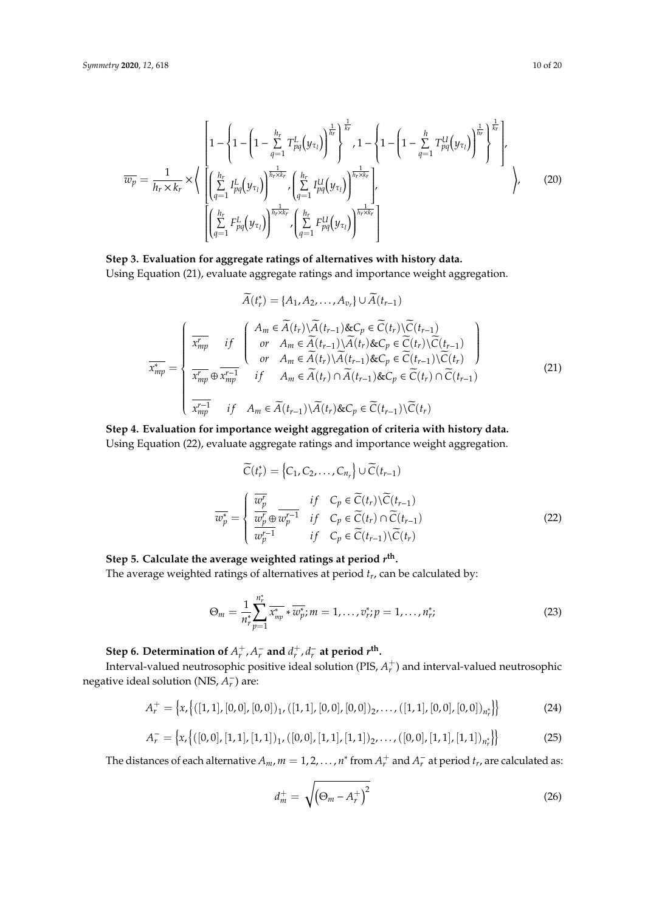$$\overline{w_p} = \frac{1}{h_r \times k_r} \times \left\langle \begin{array}{c} \left[ 1 - \left\{ 1 - \left( 1 - \sum\limits_{q=1}^{h_r} T_{pq}^L\left(y_{\tau_l}\right) \right)^{\frac{1}{h_r}} \right\}^{\frac{1}{k_r}}, 1 - \left\{ 1 - \left( 1 - \sum\limits_{q=1}^{h} T_{pq}^U\left(y_{\tau_l}\right) \right)^{\frac{1}{h_r}} \right\}^{\frac{1}{k_r}} \right], \\ \left[ \left( \sum\limits_{q=1}^{h_r} I_{pq}^L\left(y_{\tau_l}\right) \right)^{\frac{1}{h_r \times k_r}}, \left( \sum\limits_{q=1}^{h_r} I_{pq}^U\left(y_{\tau_l}\right) \right)^{\frac{1}{h_r \times k_r}} \right], \\ \left[ \left( \sum\limits_{q=1}^{h_r} F_{pq}^L\left(y_{\tau_l}\right) \right)^{\frac{1}{h_r \times k_r}}, \left( \sum\limits_{q=1}^{h_r} F_{pq}^U\left(y_{\tau_l}\right) \right)^{\frac{1}{h_r \times k_r}} \right] \end{array} \right\rangle, \tag{20}$$

**Step 3. Evaluation for aggregate ratings of alternatives with history data.**

Using Equation (21), evaluate aggregate ratings and importance weight aggregation.

$$\widetilde{A}(t_r^*) = \{A_1, A_2, \ldots, A_{v_r}\} \cup \widetilde{A}(t_{r-1})$$

$$\overline{x_{mp}^*} = \begin{cases} \overline{x_{mp}^r} \quad if \quad \left( \begin{array}{c} A_m \in \widetilde{A}(t_r) \backslash \widetilde{A}(t_{r-1}) \& C_p \in \widetilde{C}(t_r) \backslash \widetilde{C}(t_{r-1}) \\ or \quad A_m \in \widetilde{A}(t_{r-1}) \backslash \widetilde{A}(t_r) \& C_p \in \widetilde{C}(t_r) \backslash \widetilde{C}(t_{r-1}) \\ or \quad A_m \in \widetilde{A}(t_r) \backslash \widetilde{A}(t_{r-1}) \& C_p \in \widetilde{C}(t_{r-1}) \backslash \widetilde{C}(t_r) \end{array} \right) \\ \overline{x_{mp}^r} \oplus \overline{x_{mp}^{r-1}} \quad if \quad A_m \in \widetilde{A}(t_r) \cap \widetilde{A}(t_{r-1}) \& C_p \in \widetilde{C}(t_r) \cap \widetilde{C}(t_{r-1}) \\ \overline{x_{mp}^{r-1}} \quad if \quad A_m \in \widetilde{A}(t_{r-1}) \backslash \widetilde{A}(t_r) \& C_p \in \widetilde{C}(t_{r-1}) \backslash \widetilde{C}(t_r) \end{cases} \tag{21}$$

**Step 4. Evaluation for importance weight aggregation of criteria with history data.**

Using Equation (22), evaluate aggregate ratings and importance weight aggregation.

$$\widetilde{C}(t_r^*) = \left\{C_1, C_2, \ldots, C_{n_r}\right\} \cup \widetilde{C}(t_{r-1})$$

$$\overline{w_p^*} = \begin{cases} \overline{w_p^r} & if \quad C_p \in \widetilde{C}(t_r) \backslash \widetilde{C}(t_{r-1}) \\ \overline{w_p^r} \oplus \overline{w_p^{r-1}} & if \quad C_p \in \widetilde{C}(t_r) \cap \widetilde{C}(t_{r-1}) \\ \overline{w_p^{r-1}} & if \quad C_p \in \widetilde{C}(t_{r-1}) \backslash \widetilde{C}(t_r) \end{cases} \tag{22}$$

**Step 5. Calculate the average weighted ratings at period $r^{th}$.**

The average weighted ratings of alternatives at period $t_r$, can be calculated by:

$$\Theta_m = \frac{1}{n_r^*} \sum_{p=1}^{n_r^*} \overline{x_{mp}^*} * \overline{w_p^*}; m = 1, \ldots, v_r^*; p = 1, \ldots, n_r^*; \tag{23}$$

**Step 6. Determination of $A_r^+, A_r^-$ and $d_r^+, d_r^-$ at period $r^{th}$.**

Interval-valued neutrosophic positive ideal solution (PIS, $A_r^+$) and interval-valued neutrosophic negative ideal solution (NIS, $A_r^-$) are:

$$A_r^+ = \left\{x, \left\{([1,1],[0,0],[0,0])_1, ([1,1],[0,0],[0,0])_2, \ldots, ([1,1],[0,0],[0,0])_{n_r^*}\right\}\right\} \tag{24}$$

$$A_r^- = \left\{x, \left\{([0,0],[1,1],[1,1])_1, ([0,0],[1,1],[1,1])_2, \ldots, ([0,0],[1,1],[1,1])_{n_r^*}\right\}\right\} \tag{25}$$

The distances of each alternative $A_m, m = 1, 2, \ldots, n^*$ from $A_r^+$ and $A_r^-$ at period $t_r$, are calculated as:

$$d_m^+ = \sqrt{\left(\Theta_m - A_r^+\right)^2} \tag{26}$$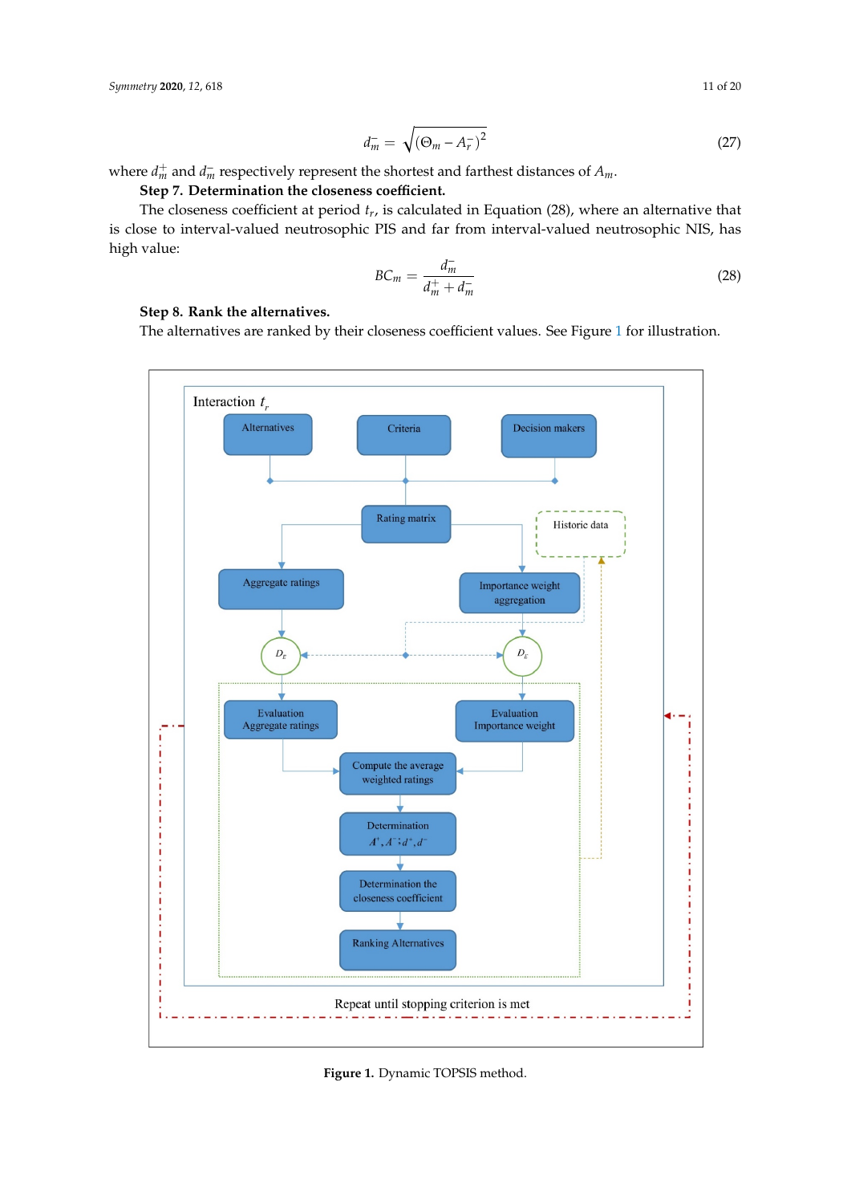$$d_m^- = \sqrt{(\Theta_m - A_r^-)^2} \tag{27}$$

where $d_m^+$ and $d_m^-$ respectively represent the shortest and farthest distances of $A_m$.

**Step 7. Determination the closeness coefficient.**

The closeness coefficient at period $t_r$, is calculated in Equation (28), where an alternative that is close to interval-valued neutrosophic PIS and far from interval-valued neutrosophic NIS, has high value:

$$BC_m = \frac{d_m^-}{d_m^+ + d_m^-} \tag{28}$$

**Step 8. Rank the alternatives.**

The alternatives are ranked by their closeness coefficient values. See Figure 1 for illustration.

**Figure 1.** Dynamic TOPSIS method.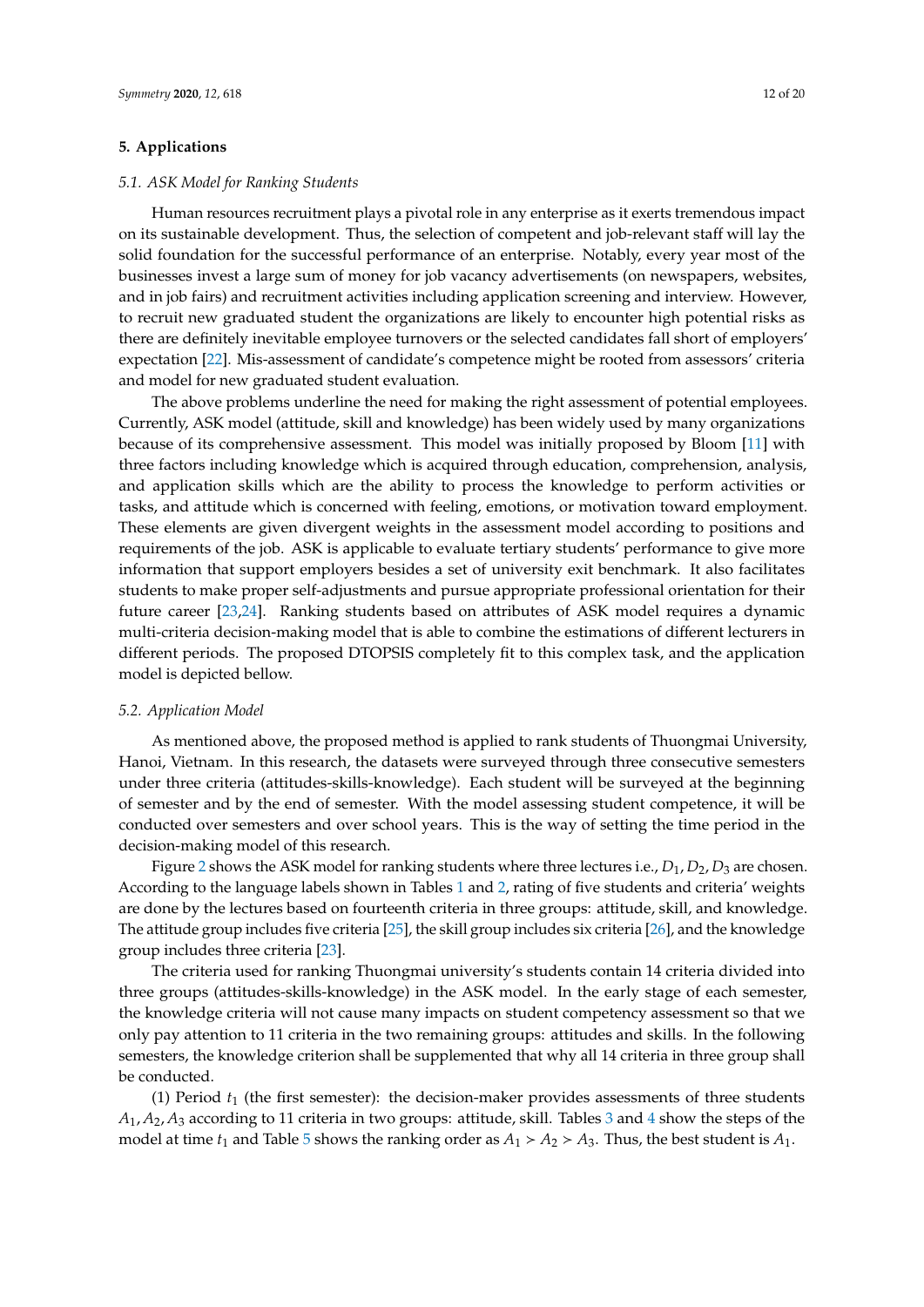## 5. Applications

### *5.1. ASK Model for Ranking Students*

Human resources recruitment plays a pivotal role in any enterprise as it exerts tremendous impact on its sustainable development. Thus, the selection of competent and job-relevant staff will lay the solid foundation for the successful performance of an enterprise. Notably, every year most of the businesses invest a large sum of money for job vacancy advertisements (on newspapers, websites, and in job fairs) and recruitment activities including application screening and interview. However, to recruit new graduated student the organizations are likely to encounter high potential risks as there are definitely inevitable employee turnovers or the selected candidates fall short of employers' expectation [22]. Mis-assessment of candidate's competence might be rooted from assessors' criteria and model for new graduated student evaluation.

The above problems underline the need for making the right assessment of potential employees. Currently, ASK model (attitude, skill and knowledge) has been widely used by many organizations because of its comprehensive assessment. This model was initially proposed by Bloom [11] with three factors including knowledge which is acquired through education, comprehension, analysis, and application skills which are the ability to process the knowledge to perform activities or tasks, and attitude which is concerned with feeling, emotions, or motivation toward employment. These elements are given divergent weights in the assessment model according to positions and requirements of the job. ASK is applicable to evaluate tertiary students' performance to give more information that support employers besides a set of university exit benchmark. It also facilitates students to make proper self-adjustments and pursue appropriate professional orientation for their future career [23,24]. Ranking students based on attributes of ASK model requires a dynamic multi-criteria decision-making model that is able to combine the estimations of different lecturers in different periods. The proposed DTOPSIS completely fit to this complex task, and the application model is depicted bellow.

### *5.2. Application Model*

As mentioned above, the proposed method is applied to rank students of Thuongmai University, Hanoi, Vietnam. In this research, the datasets were surveyed through three consecutive semesters under three criteria (attitudes-skills-knowledge). Each student will be surveyed at the beginning of semester and by the end of semester. With the model assessing student competence, it will be conducted over semesters and over school years. This is the way of setting the time period in the decision-making model of this research.

Figure 2 shows the ASK model for ranking students where three lectures i.e., $D_1, D_2, D_3$ are chosen. According to the language labels shown in Tables 1 and 2, rating of five students and criteria' weights are done by the lectures based on fourteenth criteria in three groups: attitude, skill, and knowledge. The attitude group includes five criteria [25], the skill group includes six criteria [26], and the knowledge group includes three criteria [23].

The criteria used for ranking Thuongmai university's students contain 14 criteria divided into three groups (attitudes-skills-knowledge) in the ASK model. In the early stage of each semester, the knowledge criteria will not cause many impacts on student competency assessment so that we only pay attention to 11 criteria in the two remaining groups: attitudes and skills. In the following semesters, the knowledge criterion shall be supplemented that why all 14 criteria in three group shall be conducted.

(1) Period $t_1$ (the first semester): the decision-maker provides assessments of three students $A_1, A_2, A_3$ according to 11 criteria in two groups: attitude, skill. Tables 3 and 4 show the steps of the model at time $t_1$ and Table 5 shows the ranking order as $A_1 > A_2 > A_3$. Thus, the best student is $A_1$.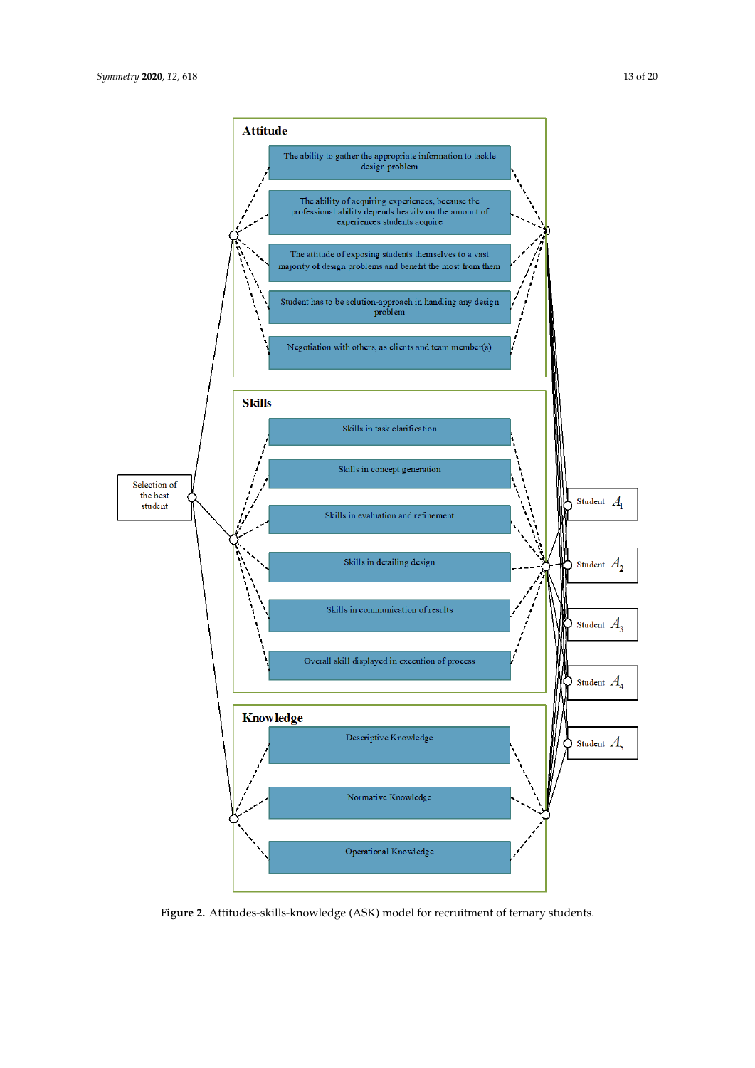**Attitude**

- The ability to gather the appropriate information to tackle design problem
- The ability of acquiring experiences, because the professional ability depends heavily on the amount of experiences students acquire
- The attitude of exposing students themselves to a vast majority of design problems and benefit the most from them
- Student has to be solution-approach in handling any design problem
- Negotiation with others, as clients and team member(s)

**Skills**

- Skills in task clarification
- Skills in concept generation
- Skills in evaluation and refinement
- Skills in detailing design
- Skills in communication of results
- Overall skill displayed in execution of process

**Knowledge**

- Descriptive Knowledge
- Normative Knowledge
- Operational Knowledge

Selection of the best student

Student $A_1$

Student $A_2$

Student $A_3$

Student $A_4$

Student $A_5$

**Figure 2.** Attitudes-skills-knowledge (ASK) model for recruitment of ternary students.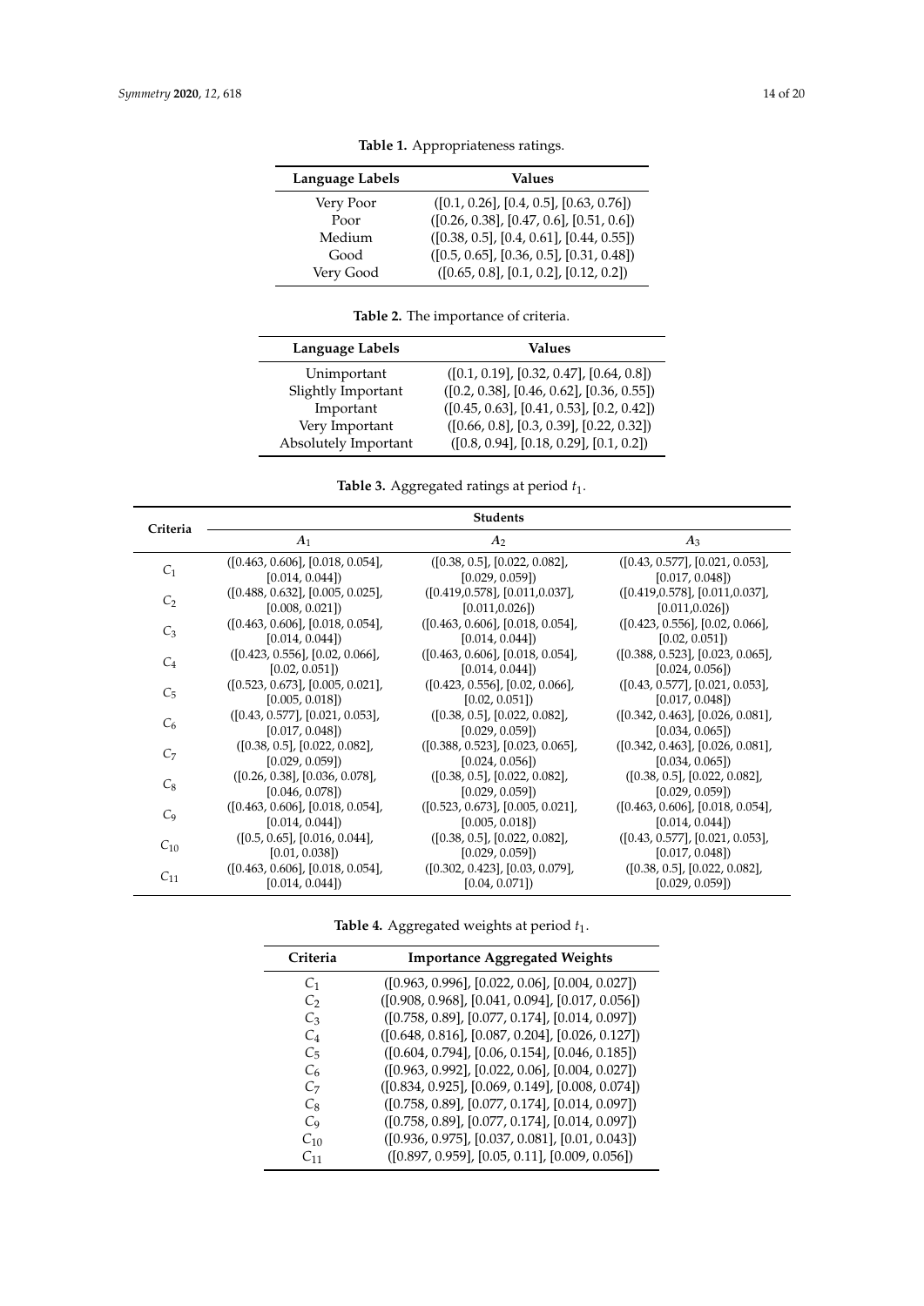**Table 1.** Appropriateness ratings.

| Language Labels | Values |
| --- | --- |
| Very Poor | ([0.1, 0.26], [0.4, 0.5], [0.63, 0.76]) |
| Poor | ([0.26, 0.38], [0.47, 0.6], [0.51, 0.6]) |
| Medium | ([0.38, 0.5], [0.4, 0.61], [0.44, 0.55]) |
| Good | ([0.5, 0.65], [0.36, 0.5], [0.31, 0.48]) |
| Very Good | ([0.65, 0.8], [0.1, 0.2], [0.12, 0.2]) |

**Table 2.** The importance of criteria.

| Language Labels | Values |
| --- | --- |
| Unimportant | ([0.1, 0.19], [0.32, 0.47], [0.64, 0.8]) |
| Slightly Important | ([0.2, 0.38], [0.46, 0.62], [0.36, 0.55]) |
| Important | ([0.45, 0.63], [0.41, 0.53], [0.2, 0.42]) |
| Very Important | ([0.66, 0.8], [0.3, 0.39], [0.22, 0.32]) |
| Absolutely Important | ([0.8, 0.94], [0.18, 0.29], [0.1, 0.2]) |

**Table 3.** Aggregated ratings at period $t_1$.

| Criteria | Students | | |
| --- | --- | --- | --- |
| | $A_1$ | $A_2$ | $A_3$ |
| $C_1$ | ([0.463, 0.606], [0.018, 0.054], [0.014, 0.044]) | ([0.38, 0.5], [0.022, 0.082], [0.029, 0.059]) | ([0.43, 0.577], [0.021, 0.053], [0.017, 0.048]) |
| $C_2$ | ([0.488, 0.632], [0.005, 0.025], [0.008, 0.021]) | ([0.419,0.578], [0.011,0.037], [0.011,0.026]) | ([0.419,0.578], [0.011,0.037], [0.011,0.026]) |
| $C_3$ | ([0.463, 0.606], [0.018, 0.054], [0.014, 0.044]) | ([0.463, 0.606], [0.018, 0.054], [0.014, 0.044]) | ([0.423, 0.556], [0.02, 0.066], [0.02, 0.051]) |
| $C_4$ | ([0.423, 0.556], [0.02, 0.066], [0.02, 0.051]) | ([0.463, 0.606], [0.018, 0.054], [0.014, 0.044]) | ([0.388, 0.523], [0.023, 0.065], [0.024, 0.056]) |
| $C_5$ | ([0.523, 0.673], [0.005, 0.021], [0.005, 0.018]) | ([0.423, 0.556], [0.02, 0.066], [0.02, 0.051]) | ([0.43, 0.577], [0.021, 0.053], [0.017, 0.048]) |
| $C_6$ | ([0.43, 0.577], [0.021, 0.053], [0.017, 0.048]) | ([0.38, 0.5], [0.022, 0.082], [0.029, 0.059]) | ([0.342, 0.463], [0.026, 0.081], [0.034, 0.065]) |
| $C_7$ | ([0.38, 0.5], [0.022, 0.082], [0.029, 0.059]) | ([0.388, 0.523], [0.023, 0.065], [0.024, 0.056]) | ([0.342, 0.463], [0.026, 0.081], [0.034, 0.065]) |
| $C_8$ | ([0.26, 0.38], [0.036, 0.078], [0.046, 0.078]) | ([0.38, 0.5], [0.022, 0.082], [0.029, 0.059]) | ([0.38, 0.5], [0.022, 0.082], [0.029, 0.059]) |
| $C_9$ | ([0.463, 0.606], [0.018, 0.054], [0.014, 0.044]) | ([0.523, 0.673], [0.005, 0.021], [0.005, 0.018]) | ([0.463, 0.606], [0.018, 0.054], [0.014, 0.044]) |
| $C_{10}$ | ([0.5, 0.65], [0.016, 0.044], [0.01, 0.038]) | ([0.38, 0.5], [0.022, 0.082], [0.029, 0.059]) | ([0.43, 0.577], [0.021, 0.053], [0.017, 0.048]) |
| $C_{11}$ | ([0.463, 0.606], [0.018, 0.054], [0.014, 0.044]) | ([0.302, 0.423], [0.03, 0.079], [0.04, 0.071]) | ([0.38, 0.5], [0.022, 0.082], [0.029, 0.059]) |

**Table 4.** Aggregated weights at period $t_1$.

| Criteria | Importance Aggregated Weights |
| --- | --- |
| $C_1$ | ([0.963, 0.996], [0.022, 0.06], [0.004, 0.027]) |
| $C_2$ | ([0.908, 0.968], [0.041, 0.094], [0.017, 0.056]) |
| $C_3$ | ([0.758, 0.89], [0.077, 0.174], [0.014, 0.097]) |
| $C_4$ | ([0.648, 0.816], [0.087, 0.204], [0.026, 0.127]) |
| $C_5$ | ([0.604, 0.794], [0.06, 0.154], [0.046, 0.185]) |
| $C_6$ | ([0.963, 0.992], [0.022, 0.06], [0.004, 0.027]) |
| $C_7$ | ([0.834, 0.925], [0.069, 0.149], [0.008, 0.074]) |
| $C_8$ | ([0.758, 0.89], [0.077, 0.174], [0.014, 0.097]) |
| $C_9$ | ([0.758, 0.89], [0.077, 0.174], [0.014, 0.097]) |
| $C_{10}$ | ([0.936, 0.975], [0.037, 0.081], [0.01, 0.043]) |
| $C_{11}$ | ([0.897, 0.959], [0.05, 0.11], [0.009, 0.056]) |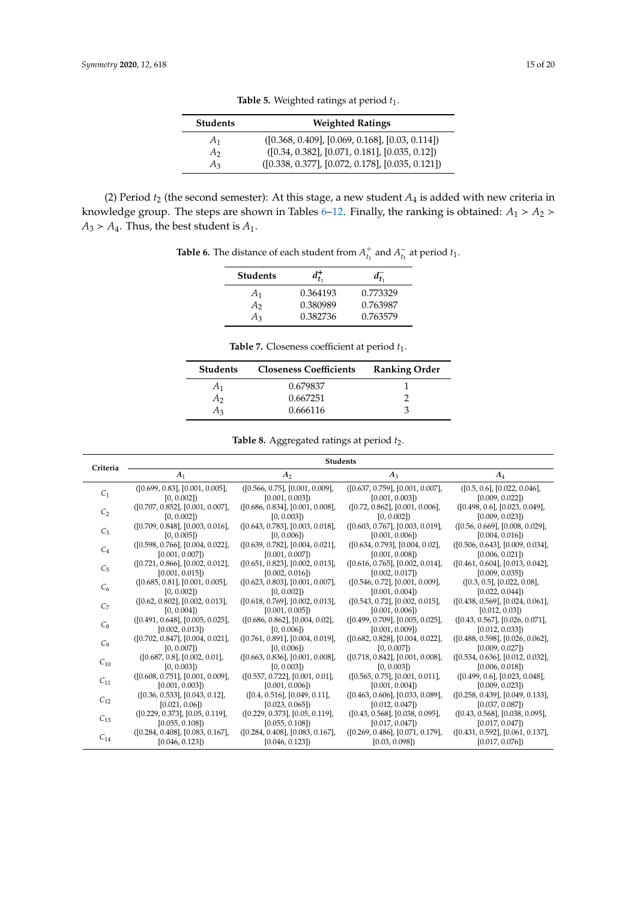**Table 5.** Weighted ratings at period $t_1$.

| Students | Weighted Ratings |
|---|---|
| $A_1$ | ([0.368, 0.409], [0.069, 0.168], [0.03, 0.114]) |
| $A_2$ | ([0.34, 0.382], [0.071, 0.181], [0.035, 0.12]) |
| $A_3$ | ([0.338, 0.377], [0.072, 0.178], [0.035, 0.121]) |

(2) Period $t_2$ (the second semester): At this stage, a new student $A_4$ is added with new criteria in knowledge group. The steps are shown in Tables 6–12. Finally, the ranking is obtained: $A_1 \succ A_2 \succ A_3 \succ A_4$. Thus, the best student is $A_1$.

**Table 6.** The distance of each student from $A_{t_1}^{+}$ and $A_{t_1}^{-}$ at period $t_1$.

| Students | $d_{t_1}^{+}$ | $d_{t_1}^{-}$ |
|---|---|---|
| $A_1$ | 0.364193 | 0.773329 |
| $A_2$ | 0.380989 | 0.763987 |
| $A_3$ | 0.382736 | 0.763579 |

**Table 7.** Closeness coefficient at period $t_1$.

| Students | Closeness Coefficients | Ranking Order |
|---|---|---|
| $A_1$ | 0.679837 | 1 |
| $A_2$ | 0.667251 | 2 |
| $A_3$ | 0.666116 | 3 |

**Table 8.** Aggregated ratings at period $t_2$.

| Criteria | Students | | | |
|---|---|---|---|---|
| | $A_1$ | $A_2$ | $A_3$ | $A_4$ |
| $C_1$ | ([0.699, 0.83], [0.001, 0.005], [0, 0.002]) | ([0.566, 0.75], [0.001, 0.009], [0.001, 0.003]) | ([0.637, 0.759], [0.001, 0.007], [0.001, 0.003]) | ([0.5, 0.6], [0.022, 0.046], [0.009, 0.022]) |
| $C_2$ | ([0.707, 0.852], [0.001, 0.007], [0, 0.002]) | ([0.686, 0.834], [0.001, 0.008], [0, 0.003]) | ([0.72, 0.862], [0.001, 0.006], [0, 0.002]) | ([0.498, 0.6], [0.023, 0.049], [0.009, 0.023]) |
| $C_3$ | ([0.709, 0.848], [0.003, 0.016], [0, 0.005]) | ([0.643, 0.783], [0.003, 0.018], [0, 0.006]) | ([0.603, 0.767], [0.003, 0.019], [0.001, 0.006]) | ([0.56, 0.669], [0.008, 0.029], [0.004, 0.016]) |
| $C_4$ | ([0.598, 0.766], [0.004, 0.022], [0.001, 0.007]) | ([0.639, 0.782], [0.004, 0.021], [0.001, 0.007]) | ([0.634, 0.793], [0.004, 0.02], [0.001, 0.008]) | ([0.506, 0.643], [0.009, 0.034], [0.006, 0.021]) |
| $C_5$ | ([0.721, 0.866], [0.002, 0.012], [0.001, 0.015]) | ([0.651, 0.823], [0.002, 0.013], [0.002, 0.016]) | ([0.616, 0.765], [0.002, 0.014], [0.002, 0.017]) | ([0.461, 0.604], [0.013, 0.042], [0.009, 0.035]) |
| $C_6$ | ([0.685, 0.81], [0.001, 0.005], [0, 0.002]) | ([0.623, 0.803], [0.001, 0.007], [0, 0.002]) | ([0.546, 0.72], [0.001, 0.009], [0.001, 0.004]) | ([0.3, 0.5], [0.022, 0.08], [0.022, 0.044]) |
| $C_7$ | ([0.62, 0.802], [0.002, 0.013], [0, 0.004]) | ([0.618, 0.769], [0.002, 0.013], [0.001, 0.005]) | ([0.543, 0.72], [0.002, 0.015], [0.001, 0.006]) | ([0.438, 0.569], [0.024, 0.061], [0.012, 0.03]) |
| $C_8$ | ([0.491, 0.648], [0.005, 0.025], [0.002, 0.013]) | ([0.686, 0.862], [0.004, 0.02], [0, 0.006]) | ([0.499, 0.709], [0.005, 0.025], [0.001, 0.009]) | ([0.43, 0.567], [0.026, 0.071], [0.012, 0.033]) |
| $C_9$ | ([0.702, 0.847], [0.004, 0.021], [0, 0.007]) | ([0.761, 0.891], [0.004, 0.019], [0, 0.006]) | ([0.682, 0.828], [0.004, 0.022], [0, 0.007]) | ([0.488, 0.598], [0.026, 0.062], [0.009, 0.027]) |
| $C_{10}$ | ([0.687, 0.8], [0.002, 0.01], [0, 0.003]) | ([0.663, 0.836], [0.001, 0.008], [0, 0.003]) | ([0.718, 0.842], [0.001, 0.008], [0, 0.003]) | ([0.534, 0.636], [0.012, 0.032], [0.006, 0.018]) |
| $C_{11}$ | ([0.608, 0.751], [0.001, 0.009], [0.001, 0.003]) | ([0.557, 0.722], [0.001, 0.01], [0.001, 0.006]) | ([0.565, 0.75], [0.001, 0.011], [0.001, 0.004]) | ([0.499, 0.6], [0.023, 0.048], [0.009, 0.023]) |
| $C_{12}$ | ([0.36, 0.533], [0.043, 0.12], [0.021, 0.06]) | ([0.4, 0.516], [0.049, 0.11], [0.023, 0.065]) | ([0.463, 0.606], [0.033, 0.089], [0.012, 0.047]) | ([0.258, 0.439], [0.049, 0.133], [0.037, 0.087]) |
| $C_{13}$ | ([0.229, 0.373], [0.05, 0.119], [0.055, 0.108]) | ([0.229, 0.373], [0.05, 0.119], [0.055, 0.108]) | ([0.43, 0.568], [0.038, 0.095], [0.017, 0.047]) | ([0.43, 0.568], [0.038, 0.095], [0.017, 0.047]) |
| $C_{14}$ | ([0.284, 0.408], [0.083, 0.167], [0.046, 0.123]) | ([0.284, 0.408], [0.083, 0.167], [0.046, 0.123]) | ([0.269, 0.486], [0.071, 0.179], [0.03, 0.098]) | ([0.431, 0.592], [0.061, 0.137], [0.017, 0.076]) |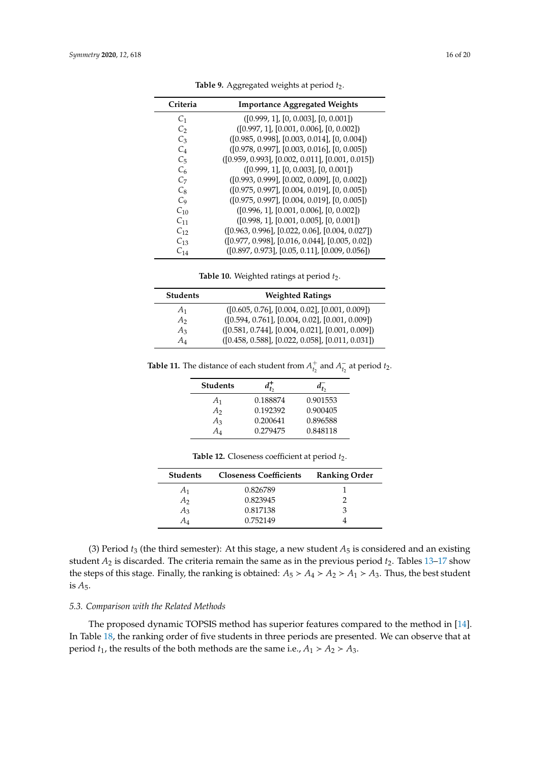**Table 9.** Aggregated weights at period $t_2$.

| Criteria | Importance Aggregated Weights |
|---|---|
| $C_1$ | ([0.999, 1], [0, 0.003], [0, 0.001]) |
| $C_2$ | ([0.997, 1], [0.001, 0.006], [0, 0.002]) |
| $C_3$ | ([0.985, 0.998], [0.003, 0.014], [0, 0.004]) |
| $C_4$ | ([0.978, 0.997], [0.003, 0.016], [0, 0.005]) |
| $C_5$ | ([0.959, 0.993], [0.002, 0.011], [0.001, 0.015]) |
| $C_6$ | ([0.999, 1], [0, 0.003], [0, 0.001]) |
| $C_7$ | ([0.993, 0.999], [0.002, 0.009], [0, 0.002]) |
| $C_8$ | ([0.975, 0.997], [0.004, 0.019], [0, 0.005]) |
| $C_9$ | ([0.975, 0.997], [0.004, 0.019], [0, 0.005]) |
| $C_{10}$ | ([0.996, 1], [0.001, 0.006], [0, 0.002]) |
| $C_{11}$ | ([0.998, 1], [0.001, 0.005], [0, 0.001]) |
| $C_{12}$ | ([0.963, 0.996], [0.022, 0.06], [0.004, 0.027]) |
| $C_{13}$ | ([0.977, 0.998], [0.016, 0.044], [0.005, 0.02]) |
| $C_{14}$ | ([0.897, 0.973], [0.05, 0.11], [0.009, 0.056]) |

**Table 10.** Weighted ratings at period $t_2$.

| Students | Weighted Ratings |
|---|---|
| $A_1$ | ([0.605, 0.76], [0.004, 0.02], [0.001, 0.009]) |
| $A_2$ | ([0.594, 0.761], [0.004, 0.02], [0.001, 0.009]) |
| $A_3$ | ([0.581, 0.744], [0.004, 0.021], [0.001, 0.009]) |
| $A_4$ | ([0.458, 0.588], [0.022, 0.058], [0.011, 0.031]) |

**Table 11.** The distance of each student from $A^+_{t_2}$ and $A^-_{t_2}$ at period $t_2$.

| Students | $d^+_{t_2}$ | $d^-_{t_2}$ |
|---|---|---|
| $A_1$ | 0.188874 | 0.901553 |
| $A_2$ | 0.192392 | 0.900405 |
| $A_3$ | 0.200641 | 0.896588 |
| $A_4$ | 0.279475 | 0.848118 |

**Table 12.** Closeness coefficient at period $t_2$.

| Students | Closeness Coefficients | Ranking Order |
|---|---|---|
| $A_1$ | 0.826789 | 1 |
| $A_2$ | 0.823945 | 2 |
| $A_3$ | 0.817138 | 3 |
| $A_4$ | 0.752149 | 4 |

(3) Period $t_3$ (the third semester): At this stage, a new student $A_5$ is considered and an existing student $A_2$ is discarded. The criteria remain the same as in the previous period $t_2$. Tables 13–17 show the steps of this stage. Finally, the ranking is obtained: $A_5 > A_4 > A_2 > A_1 > A_3$. Thus, the best student is $A_5$.

### 5.3. Comparison with the Related Methods

The proposed dynamic TOPSIS method has superior features compared to the method in [14]. In Table 18, the ranking order of five students in three periods are presented. We can observe that at period $t_1$, the results of the both methods are the same i.e., $A_1 > A_2 > A_3$.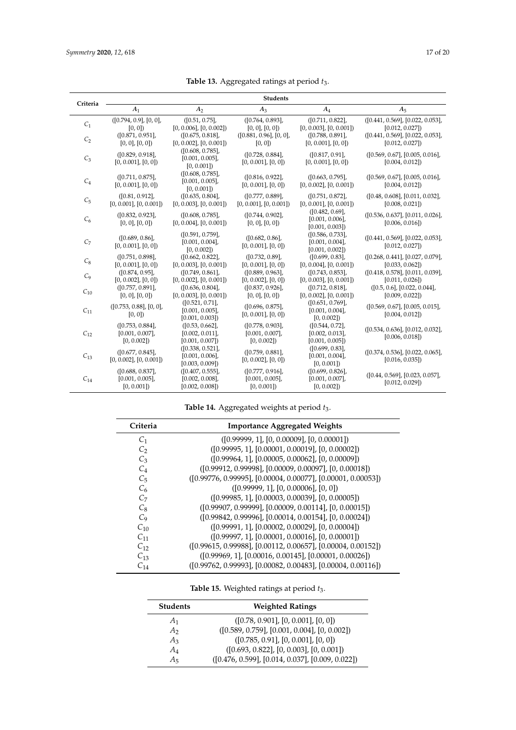**Table 13.** Aggregated ratings at period $t_3$.

| Criteria | Students | | | | |
|---|---|---|---|---|---|
| | $A_1$ | $A_2$ | $A_3$ | $A_4$ | $A_5$ |
| $C_1$ | ([0.794, 0.9], [0, 0], [0, 0]) | ([0.51, 0.75], [0, 0.006], [0, 0.002]) | ([0.764, 0.893], [0, 0], [0, 0]) | ([0.711, 0.822], [0, 0.003], [0, 0.001]) | ([0.441, 0.569], [0.022, 0.053], [0.012, 0.027]) |
| $C_2$ | ([0.871, 0.951], [0, 0], [0, 0]) | ([0.675, 0.818], [0, 0.002], [0, 0.001]) | ([0.881, 0.96], [0, 0], [0, 0]) | ([0.788, 0.891], [0, 0.001], [0, 0]) | ([0.441, 0.569], [0.022, 0.053], [0.012, 0.027]) |
| $C_3$ | ([0.829, 0.918], [0, 0.001], [0, 0]) | ([0.608, 0.785], [0.001, 0.005], [0, 0.001]) | ([0.728, 0.884], [0, 0.001], [0, 0]) | ([0.817, 0.91], [0, 0.001], [0, 0]) | ([0.569, 0.67], [0.005, 0.016], [0.004, 0.012]) |
| $C_4$ | ([0.711, 0.875], [0, 0.001], [0, 0]) | ([0.608, 0.785], [0.001, 0.005], [0, 0.001]) | ([0.816, 0.922], [0, 0.001], [0, 0]) | ([0.663, 0.795], [0, 0.002], [0, 0.001]) | ([0.569, 0.67], [0.005, 0.016], [0.004, 0.012]) |
| $C_5$ | ([0.81, 0.912], [0, 0.001], [0, 0.001]) | ([0.635, 0.804], [0, 0.003], [0, 0.001]) | ([0.777, 0.889], [0, 0.001], [0, 0.001]) | ([0.751, 0.872], [0, 0.001], [0, 0.001]) | ([0.48, 0.608], [0.011, 0.032], [0.008, 0.021]) |
| $C_6$ | ([0.832, 0.923], [0, 0], [0, 0]) | ([0.608, 0.785], [0, 0.004], [0, 0.001]) | ([0.744, 0.902], [0, 0], [0, 0]) | ([0.482, 0.69], [0.001, 0.006], [0.001, 0.003]) | ([0.536, 0.637], [0.011, 0.026], [0.006, 0.016]) |
| $C_7$ | ([0.689, 0.86], [0, 0.001], [0, 0]) | ([0.591, 0.759], [0.001, 0.004], [0, 0.002]) | ([0.682, 0.86], [0, 0.001], [0, 0]) | ([0.586, 0.733], [0.001, 0.004], [0.001, 0.002]) | ([0.441, 0.569], [0.022, 0.053], [0.012, 0.027]) |
| $C_8$ | ([0.751, 0.898], [0, 0.001], [0, 0]) | ([0.662, 0.822], [0, 0.003], [0, 0.001]) | ([0.732, 0.89], [0, 0.001], [0, 0]) | ([0.699, 0.83], [0, 0.004], [0, 0.001]) | ([0.268, 0.441], [0.027, 0.079], [0.033, 0.062]) |
| $C_9$ | ([0.874, 0.95], [0, 0.002], [0, 0]) | ([0.749, 0.861], [0, 0.002], [0, 0.001]) | ([0.889, 0.963], [0, 0.002], [0, 0]) | ([0.743, 0.853], [0, 0.003], [0, 0.001]) | ([0.418, 0.578], [0.011, 0.039], [0.011, 0.026]) |
| $C_{10}$ | ([0.757, 0.891], [0, 0], [0, 0]) | ([0.636, 0.804], [0, 0.003], [0, 0.001]) | ([0.837, 0.926], [0, 0], [0, 0]) | ([0.712, 0.818], [0, 0.002], [0, 0.001]) | ([0.5, 0.6], [0.022, 0.044], [0.009, 0.022]) |
| $C_{11}$ | ([0.753, 0.88], [0, 0], [0, 0]) | ([0.521, 0.71], [0.001, 0.005], [0.001, 0.003]) | ([0.696, 0.875], [0, 0.001], [0, 0]) | ([0.651, 0.769], [0.001, 0.004], [0, 0.002]) | ([0.569, 0.67], [0.005, 0.015], [0.004, 0.012]) |
| $C_{12}$ | ([0.753, 0.884], [0.001, 0.007], [0, 0.002]) | ([0.53, 0.662], [0.002, 0.011], [0.001, 0.007]) | ([0.778, 0.903], [0.001, 0.007], [0, 0.002]) | ([0.544, 0.72], [0.002, 0.013], [0.001, 0.005]) | ([0.534, 0.636], [0.012, 0.032], [0.006, 0.018]) |
| $C_{13}$ | ([0.677, 0.845], [0, 0.002], [0, 0.001]) | ([0.338, 0.521], [0.001, 0.006], [0.003, 0.009]) | ([0.759, 0.881], [0, 0.002], [0, 0]) | ([0.699, 0.83], [0.001, 0.004], [0, 0.001]) | ([0.374, 0.536], [0.022, 0.065], [0.016, 0.035]) |
| $C_{14}$ | ([0.688, 0.837], [0.001, 0.005], [0, 0.001]) | ([0.407, 0.555], [0.002, 0.008], [0.002, 0.008]) | ([0.777, 0.916], [0.001, 0.005], [0, 0.001]) | ([0.699, 0.826], [0.001, 0.007], [0, 0.002]) | ([0.44, 0.569], [0.023, 0.057], [0.012, 0.029]) |

**Table 14.** Aggregated weights at period $t_3$.

| Criteria | Importance Aggregated Weights |
|---|---|
| $C_1$ | ([0.99999, 1], [0, 0.00009], [0, 0.00001]) |
| $C_2$ | ([0.99995, 1], [0.00001, 0.00019], [0, 0.00002]) |
| $C_3$ | ([0.99964, 1], [0.00005, 0.00062], [0, 0.00009]) |
| $C_4$ | ([0.99912, 0.99998], [0.00009, 0.00097], [0, 0.00018]) |
| $C_5$ | ([0.99776, 0.99995], [0.00004, 0.00077], [0.00001, 0.00053]) |
| $C_6$ | ([0.99999, 1], [0, 0.00006], [0, 0]) |
| $C_7$ | ([0.99985, 1], [0.00003, 0.00039], [0, 0.00005]) |
| $C_8$ | ([0.99907, 0.99999], [0.00009, 0.00114], [0, 0.00015]) |
| $C_9$ | ([0.99842, 0.99996], [0.00014, 0.00154], [0, 0.00024]) |
| $C_{10}$ | ([0.99991, 1], [0.00002, 0.00029], [0, 0.00004]) |
| $C_{11}$ | ([0.99997, 1], [0.00001, 0.00016], [0, 0.00001]) |
| $C_{12}$ | ([0.99615, 0.99988], [0.00112, 0.00657], [0.00004, 0.00152]) |
| $C_{13}$ | ([0.99969, 1], [0.00016, 0.00145], [0.00001, 0.00026]) |
| $C_{14}$ | ([0.99762, 0.99993], [0.00082, 0.00483], [0.00004, 0.00116]) |

**Table 15.** Weighted ratings at period $t_3$.

| Students | Weighted Ratings |
|---|---|
| $A_1$ | ([0.78, 0.901], [0, 0.001], [0, 0]) |
| $A_2$ | ([0.589, 0.759], [0.001, 0.004], [0, 0.002]) |
| $A_3$ | ([0.785, 0.91], [0, 0.001], [0, 0]) |
| $A_4$ | ([0.693, 0.822], [0, 0.003], [0, 0.001]) |
| $A_5$ | ([0.476, 0.599], [0.014, 0.037], [0.009, 0.022]) |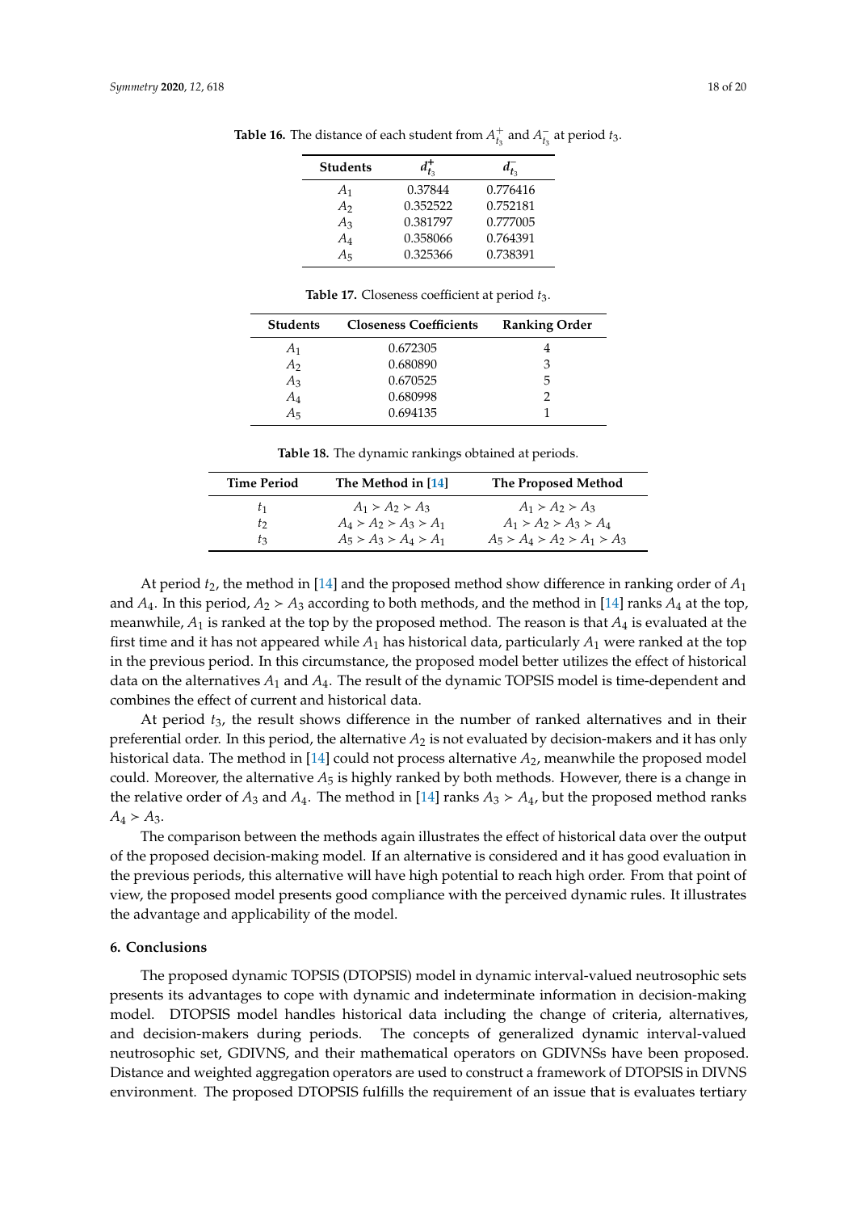**Table 16.** The distance of each student from $A_{t_3}^+$ and $A_{t_3}^-$ at period $t_3$.

| Students | $d_{t_3}^+$ | $d_{t_3}^-$ |
|---|---|---|
| $A_1$ | 0.37844 | 0.776416 |
| $A_2$ | 0.352522 | 0.752181 |
| $A_3$ | 0.381797 | 0.777005 |
| $A_4$ | 0.358066 | 0.764391 |
| $A_5$ | 0.325366 | 0.738391 |

**Table 17.** Closeness coefficient at period $t_3$.

| Students | Closeness Coefficients | Ranking Order |
|---|---|---|
| $A_1$ | 0.672305 | 4 |
| $A_2$ | 0.680890 | 3 |
| $A_3$ | 0.670525 | 5 |
| $A_4$ | 0.680998 | 2 |
| $A_5$ | 0.694135 | 1 |

**Table 18.** The dynamic rankings obtained at periods.

| Time Period | The Method in [14] | The Proposed Method |
|---|---|---|
| $t_1$ | $A_1 > A_2 > A_3$ | $A_1 > A_2 > A_3$ |
| $t_2$ | $A_4 > A_2 > A_3 > A_1$ | $A_1 > A_2 > A_3 > A_4$ |
| $t_3$ | $A_5 > A_3 > A_4 > A_1$ | $A_5 > A_4 > A_2 > A_1 > A_3$ |

At period $t_2$, the method in [14] and the proposed method show difference in ranking order of $A_1$ and $A_4$. In this period, $A_2 > A_3$ according to both methods, and the method in [14] ranks $A_4$ at the top, meanwhile, $A_1$ is ranked at the top by the proposed method. The reason is that $A_4$ is evaluated at the first time and it has not appeared while $A_1$ has historical data, particularly $A_1$ were ranked at the top in the previous period. In this circumstance, the proposed model better utilizes the effect of historical data on the alternatives $A_1$ and $A_4$. The result of the dynamic TOPSIS model is time-dependent and combines the effect of current and historical data.

At period $t_3$, the result shows difference in the number of ranked alternatives and in their preferential order. In this period, the alternative $A_2$ is not evaluated by decision-makers and it has only historical data. The method in [14] could not process alternative $A_2$, meanwhile the proposed model could. Moreover, the alternative $A_5$ is highly ranked by both methods. However, there is a change in the relative order of $A_3$ and $A_4$. The method in [14] ranks $A_3 > A_4$, but the proposed method ranks $A_4 > A_3$.

The comparison between the methods again illustrates the effect of historical data over the output of the proposed decision-making model. If an alternative is considered and it has good evaluation in the previous periods, this alternative will have high potential to reach high order. From that point of view, the proposed model presents good compliance with the perceived dynamic rules. It illustrates the advantage and applicability of the model.

## 6. Conclusions

The proposed dynamic TOPSIS (DTOPSIS) model in dynamic interval-valued neutrosophic sets presents its advantages to cope with dynamic and indeterminate information in decision-making model. DTOPSIS model handles historical data including the change of criteria, alternatives, and decision-makers during periods. The concepts of generalized dynamic interval-valued neutrosophic set, GDIVNS, and their mathematical operators on GDIVNSs have been proposed. Distance and weighted aggregation operators are used to construct a framework of DTOPSIS in DIVNS environment. The proposed DTOPSIS fulfills the requirement of an issue that is evaluates tertiary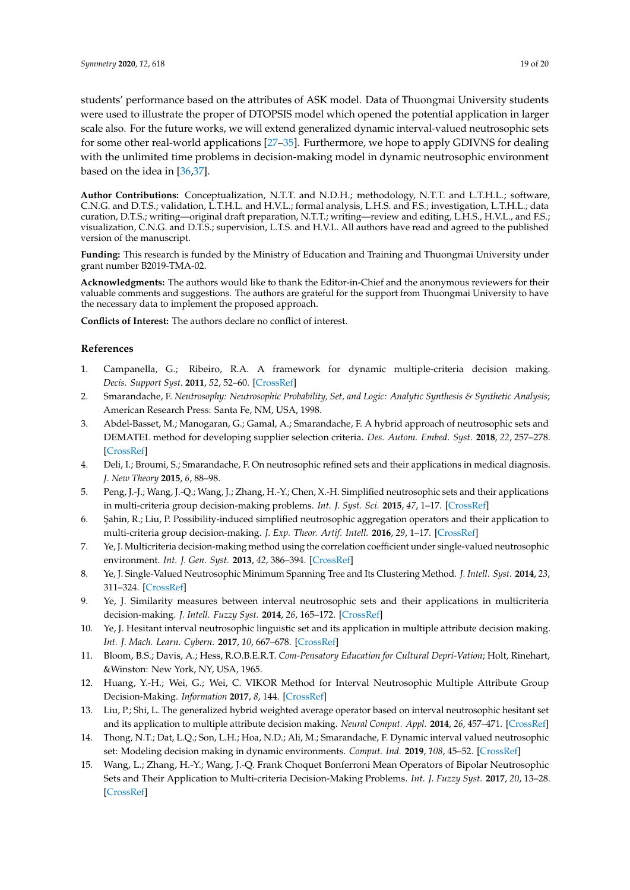students' performance based on the attributes of ASK model. Data of Thuongmai University students were used to illustrate the proper of DTOPSIS model which opened the potential application in larger scale also. For the future works, we will extend generalized dynamic interval-valued neutrosophic sets for some other real-world applications [27–35]. Furthermore, we hope to apply GDIVNS for dealing with the unlimited time problems in decision-making model in dynamic neutrosophic environment based on the idea in [36,37].

**Author Contributions:** Conceptualization, N.T.T. and N.D.H.; methodology, N.T.T. and L.T.H.L.; software, C.N.G. and D.T.S.; validation, L.T.H.L. and H.V.L.; formal analysis, L.H.S. and F.S.; investigation, L.T.H.L.; data curation, D.T.S.; writing—original draft preparation, N.T.T.; writing—review and editing, L.H.S., H.V.L., and F.S.; visualization, C.N.G. and D.T.S.; supervision, L.T.S. and H.V.L. All authors have read and agreed to the published version of the manuscript.

**Funding:** This research is funded by the Ministry of Education and Training and Thuongmai University under grant number B2019-TMA-02.

**Acknowledgments:** The authors would like to thank the Editor-in-Chief and the anonymous reviewers for their valuable comments and suggestions. The authors are grateful for the support from Thuongmai University to have the necessary data to implement the proposed approach.

**Conflicts of Interest:** The authors declare no conflict of interest.

## References

1. Campanella, G.; Ribeiro, R.A. A framework for dynamic multiple-criteria decision making. *Decis. Support Syst.* **2011**, *52*, 52–60. [CrossRef]
2. Smarandache, F. *Neutrosophy: Neutrosophic Probability, Set, and Logic: Analytic Synthesis & Synthetic Analysis*; American Research Press: Santa Fe, NM, USA, 1998.
3. Abdel-Basset, M.; Manogaran, G.; Gamal, A.; Smarandache, F. A hybrid approach of neutrosophic sets and DEMATEL method for developing supplier selection criteria. *Des. Autom. Embed. Syst.* **2018**, *22*, 257–278. [CrossRef]
4. Deli, I.; Broumi, S.; Smarandache, F. On neutrosophic refined sets and their applications in medical diagnosis. *J. New Theory* **2015**, *6*, 88–98.
5. Peng, J.-J.; Wang, J.-Q.; Wang, J.; Zhang, H.-Y.; Chen, X.-H. Simplified neutrosophic sets and their applications in multi-criteria group decision-making problems. *Int. J. Syst. Sci.* **2015**, *47*, 1–17. [CrossRef]
6. Şahin, R.; Liu, P. Possibility-induced simplified neutrosophic aggregation operators and their application to multi-criteria group decision-making. *J. Exp. Theor. Artif. Intell.* **2016**, *29*, 1–17. [CrossRef]
7. Ye, J. Multicriteria decision-making method using the correlation coefficient under single-valued neutrosophic environment. *Int. J. Gen. Syst.* **2013**, *42*, 386–394. [CrossRef]
8. Ye, J. Single-Valued Neutrosophic Minimum Spanning Tree and Its Clustering Method. *J. Intell. Syst.* **2014**, *23*, 311–324. [CrossRef]
9. Ye, J. Similarity measures between interval neutrosophic sets and their applications in multicriteria decision-making. *J. Intell. Fuzzy Syst.* **2014**, *26*, 165–172. [CrossRef]
10. Ye, J. Hesitant interval neutrosophic linguistic set and its application in multiple attribute decision making. *Int. J. Mach. Learn. Cybern.* **2017**, *10*, 667–678. [CrossRef]
11. Bloom, B.S.; Davis, A.; Hess, R.O.B.E.R.T. *Com-Pensatory Education for Cultural Depri-Vation*; Holt, Rinehart, &Winston: New York, NY, USA, 1965.
12. Huang, Y.-H.; Wei, G.; Wei, C. VIKOR Method for Interval Neutrosophic Multiple Attribute Group Decision-Making. *Information* **2017**, *8*, 144. [CrossRef]
13. Liu, P.; Shi, L. The generalized hybrid weighted average operator based on interval neutrosophic hesitant set and its application to multiple attribute decision making. *Neural Comput. Appl.* **2014**, *26*, 457–471. [CrossRef]
14. Thong, N.T.; Dat, L.Q.; Son, L.H.; Hoa, N.D.; Ali, M.; Smarandache, F. Dynamic interval valued neutrosophic set: Modeling decision making in dynamic environments. *Comput. Ind.* **2019**, *108*, 45–52. [CrossRef]
15. Wang, L.; Zhang, H.-Y.; Wang, J.-Q. Frank Choquet Bonferroni Mean Operators of Bipolar Neutrosophic Sets and Their Application to Multi-criteria Decision-Making Problems. *Int. J. Fuzzy Syst.* **2017**, *20*, 13–28. [CrossRef]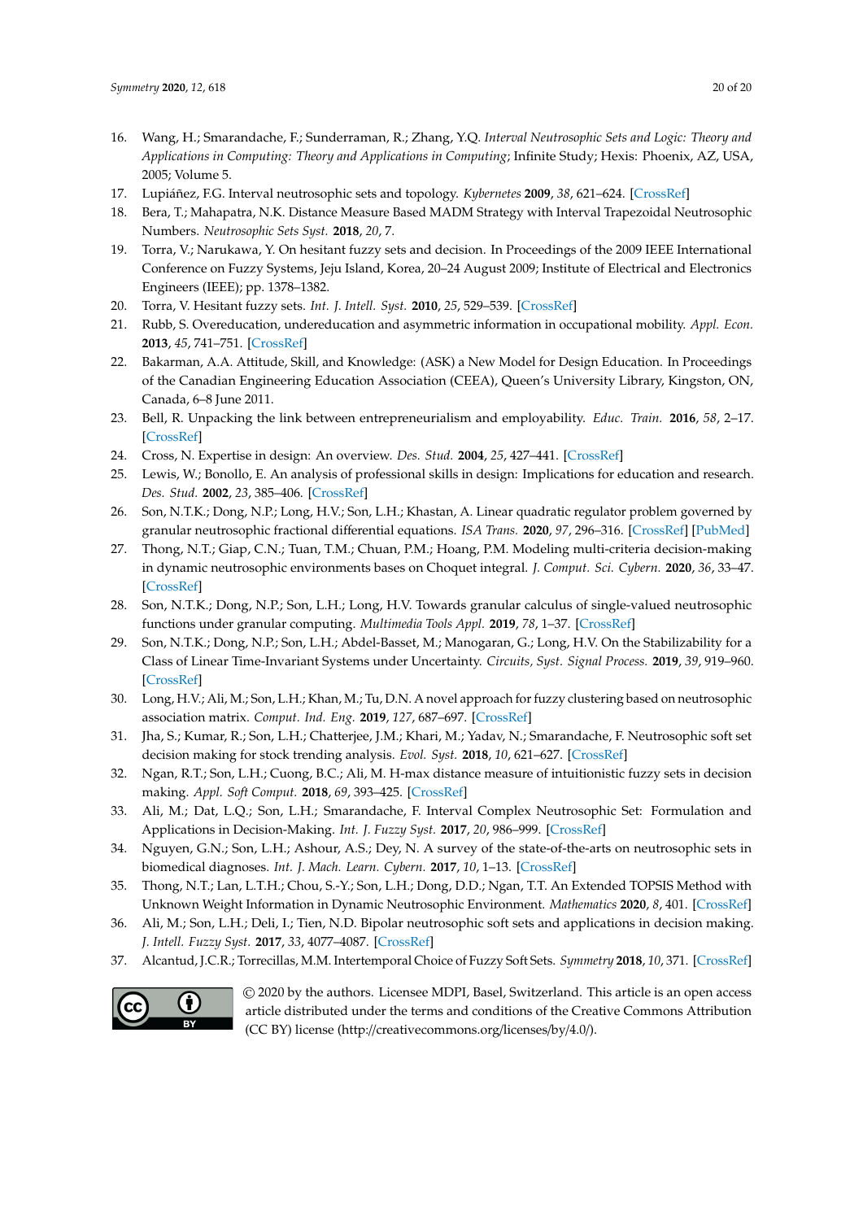16. Wang, H.; Smarandache, F.; Sunderraman, R.; Zhang, Y.Q. *Interval Neutrosophic Sets and Logic: Theory and Applications in Computing: Theory and Applications in Computing*; Infinite Study; Hexis: Phoenix, AZ, USA, 2005; Volume 5.
17. Lupiáñez, F.G. Interval neutrosophic sets and topology. *Kybernetes* **2009**, *38*, 621–624. [CrossRef]
18. Bera, T.; Mahapatra, N.K. Distance Measure Based MADM Strategy with Interval Trapezoidal Neutrosophic Numbers. *Neutrosophic Sets Syst.* **2018**, *20*, 7.
19. Torra, V.; Narukawa, Y. On hesitant fuzzy sets and decision. In Proceedings of the 2009 IEEE International Conference on Fuzzy Systems, Jeju Island, Korea, 20–24 August 2009; Institute of Electrical and Electronics Engineers (IEEE); pp. 1378–1382.
20. Torra, V. Hesitant fuzzy sets. *Int. J. Intell. Syst.* **2010**, *25*, 529–539. [CrossRef]
21. Rubb, S. Overeducation, undereducation and asymmetric information in occupational mobility. *Appl. Econ.* **2013**, *45*, 741–751. [CrossRef]
22. Bakarman, A.A. Attitude, Skill, and Knowledge: (ASK) a New Model for Design Education. In Proceedings of the Canadian Engineering Education Association (CEEA), Queen's University Library, Kingston, ON, Canada, 6–8 June 2011.
23. Bell, R. Unpacking the link between entrepreneurialism and employability. *Educ. Train.* **2016**, *58*, 2–17. [CrossRef]
24. Cross, N. Expertise in design: An overview. *Des. Stud.* **2004**, *25*, 427–441. [CrossRef]
25. Lewis, W.; Bonollo, E. An analysis of professional skills in design: Implications for education and research. *Des. Stud.* **2002**, *23*, 385–406. [CrossRef]
26. Son, N.T.K.; Dong, N.P.; Long, H.V.; Son, L.H.; Khastan, A. Linear quadratic regulator problem governed by granular neutrosophic fractional differential equations. *ISA Trans.* **2020**, *97*, 296–316. [CrossRef] [PubMed]
27. Thong, N.T.; Giap, C.N.; Tuan, T.M.; Chuan, P.M.; Hoang, P.M. Modeling multi-criteria decision-making in dynamic neutrosophic environments bases on Choquet integral. *J. Comput. Sci. Cybern.* **2020**, *36*, 33–47. [CrossRef]
28. Son, N.T.K.; Dong, N.P.; Son, L.H.; Long, H.V. Towards granular calculus of single-valued neutrosophic functions under granular computing. *Multimedia Tools Appl.* **2019**, *78*, 1–37. [CrossRef]
29. Son, N.T.K.; Dong, N.P.; Son, L.H.; Abdel-Basset, M.; Manogaran, G.; Long, H.V. On the Stabilizability for a Class of Linear Time-Invariant Systems under Uncertainty. *Circuits, Syst. Signal Process.* **2019**, *39*, 919–960. [CrossRef]
30. Long, H.V.; Ali, M.; Son, L.H.; Khan, M.; Tu, D.N. A novel approach for fuzzy clustering based on neutrosophic association matrix. *Comput. Ind. Eng.* **2019**, *127*, 687–697. [CrossRef]
31. Jha, S.; Kumar, R.; Son, L.H.; Chatterjee, J.M.; Khari, M.; Yadav, N.; Smarandache, F. Neutrosophic soft set decision making for stock trending analysis. *Evol. Syst.* **2018**, *10*, 621–627. [CrossRef]
32. Ngan, R.T.; Son, L.H.; Cuong, B.C.; Ali, M. H-max distance measure of intuitionistic fuzzy sets in decision making. *Appl. Soft Comput.* **2018**, *69*, 393–425. [CrossRef]
33. Ali, M.; Dat, L.Q.; Son, L.H.; Smarandache, F. Interval Complex Neutrosophic Set: Formulation and Applications in Decision-Making. *Int. J. Fuzzy Syst.* **2017**, *20*, 986–999. [CrossRef]
34. Nguyen, G.N.; Son, L.H.; Ashour, A.S.; Dey, N. A survey of the state-of-the-arts on neutrosophic sets in biomedical diagnoses. *Int. J. Mach. Learn. Cybern.* **2017**, *10*, 1–13. [CrossRef]
35. Thong, N.T.; Lan, L.T.H.; Chou, S.-Y.; Son, L.H.; Dong, D.D.; Ngan, T.T. An Extended TOPSIS Method with Unknown Weight Information in Dynamic Neutrosophic Environment. *Mathematics* **2020**, *8*, 401. [CrossRef]
36. Ali, M.; Son, L.H.; Deli, I.; Tien, N.D. Bipolar neutrosophic soft sets and applications in decision making. *J. Intell. Fuzzy Syst.* **2017**, *33*, 4077–4087. [CrossRef]
37. Alcantud, J.C.R.; Torrecillas, M.M. Intertemporal Choice of Fuzzy Soft Sets. *Symmetry* **2018**, *10*, 371. [CrossRef]

© 2020 by the authors. Licensee MDPI, Basel, Switzerland. This article is an open access article distributed under the terms and conditions of the Creative Commons Attribution (CC BY) license (http://creativecommons.org/licenses/by/4.0/).